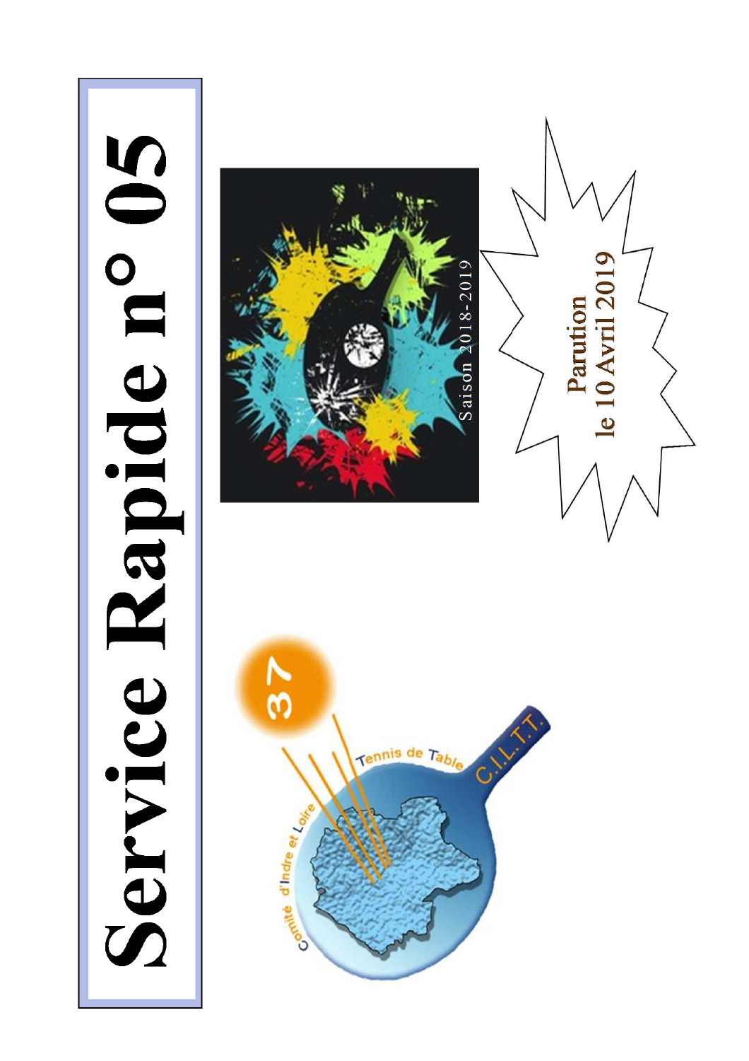# Service Rapide n° 05

Saison 2018-2019

Comité d'Indre et Loire Tennis de Table C.I.L.T.T. 37

**Parution le 10 Avril 2019**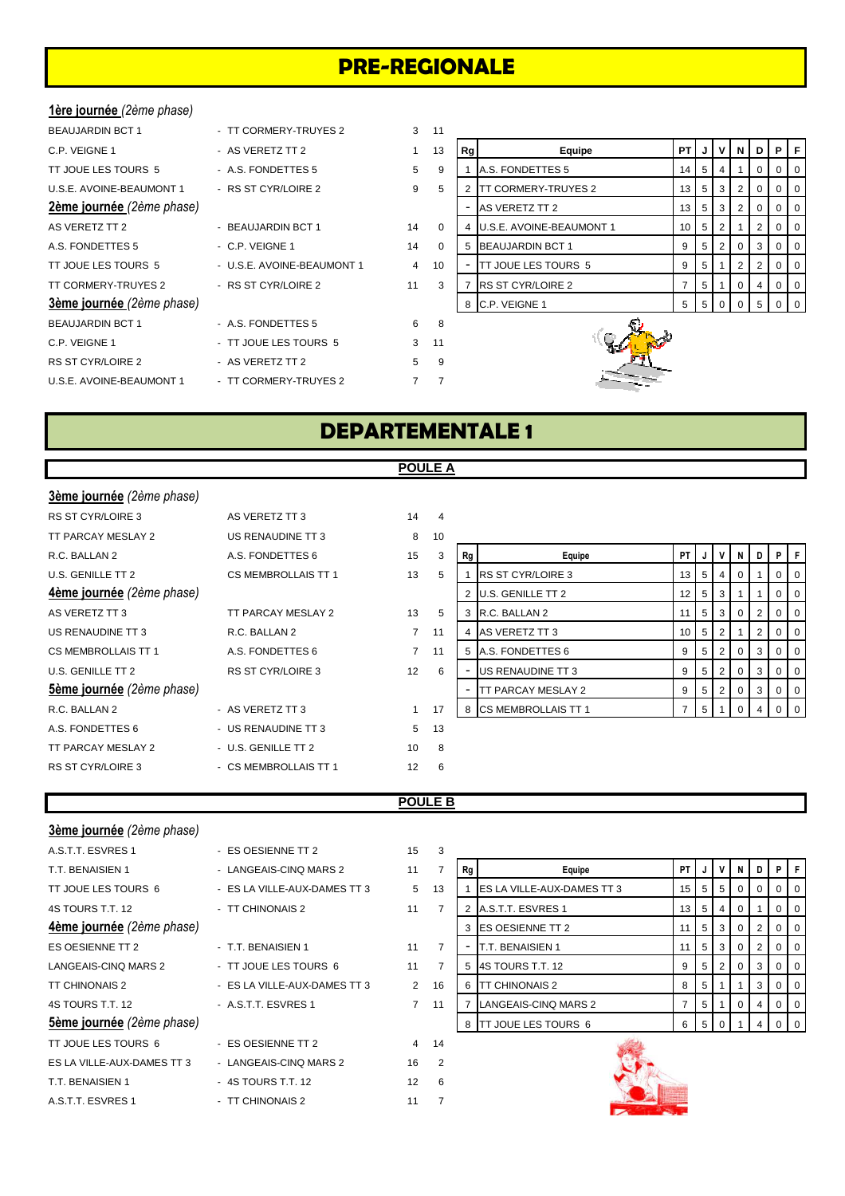# PRE-REGIONALE

**1ère journée** *(2ème phase)*

| | | | |
|---|---|---|---|
| BEAUJARDIN BCT 1 | - TT CORMERY-TRUYES 2 | 3 | 11 |
| C.P. VEIGNE 1 | - AS VERETZ TT 2 | 1 | 13 |
| TT JOUE LES TOURS 5 | - A.S. FONDETTES 5 | 5 | 9 |
| U.S.E. AVOINE-BEAUMONT 1 | - RS ST CYR/LOIRE 2 | 9 | 5 |

**2ème journée** *(2ème phase)*

| | | | |
|---|---|---|---|
| AS VERETZ TT 2 | - BEAUJARDIN BCT 1 | 14 | 0 |
| A.S. FONDETTES 5 | - C.P. VEIGNE 1 | 14 | 0 |
| TT JOUE LES TOURS 5 | - U.S.E. AVOINE-BEAUMONT 1 | 4 | 10 |
| TT CORMERY-TRUYES 2 | - RS ST CYR/LOIRE 2 | 11 | 3 |

**3ème journée** *(2ème phase)*

| | | | |
|---|---|---|---|
| BEAUJARDIN BCT 1 | - A.S. FONDETTES 5 | 6 | 8 |
| C.P. VEIGNE 1 | - TT JOUE LES TOURS 5 | 3 | 11 |
| RS ST CYR/LOIRE 2 | - AS VERETZ TT 2 | 5 | 9 |
| U.S.E. AVOINE-BEAUMONT 1 | - TT CORMERY-TRUYES 2 | 7 | 7 |

| Rg | Equipe | PT | J | V | N | D | P | F |
|---|---|---|---|---|---|---|---|---|
| 1 | A.S. FONDETTES 5 | 14 | 5 | 4 | 1 | 0 | 0 | 0 |
| 2 | TT CORMERY-TRUYES 2 | 13 | 5 | 3 | 2 | 0 | 0 | 0 |
| - | AS VERETZ TT 2 | 13 | 5 | 3 | 2 | 0 | 0 | 0 |
| 4 | U.S.E. AVOINE-BEAUMONT 1 | 10 | 5 | 2 | 1 | 2 | 0 | 0 |
| 5 | BEAUJARDIN BCT 1 | 9 | 5 | 2 | 0 | 3 | 0 | 0 |
| - | TT JOUE LES TOURS 5 | 9 | 5 | 1 | 2 | 2 | 0 | 0 |
| 7 | RS ST CYR/LOIRE 2 | 7 | 5 | 1 | 0 | 4 | 0 | 0 |
| 8 | C.P. VEIGNE 1 | 5 | 5 | 0 | 0 | 5 | 0 | 0 |

# DEPARTEMENTALE 1

## POULE A

**3ème journée** *(2ème phase)*

| | | | |
|---|---|---|---|
| RS ST CYR/LOIRE 3 | AS VERETZ TT 3 | 14 | 4 |
| TT PARCAY MESLAY 2 | US RENAUDINE TT 3 | 8 | 10 |
| R.C. BALLAN 2 | A.S. FONDETTES 6 | 15 | 3 |
| U.S. GENILLE TT 2 | CS MEMBROLLAIS TT 1 | 13 | 5 |

**4ème journée** *(2ème phase)*

| | | | |
|---|---|---|---|
| AS VERETZ TT 3 | TT PARCAY MESLAY 2 | 13 | 5 |
| US RENAUDINE TT 3 | R.C. BALLAN 2 | 7 | 11 |
| CS MEMBROLLAIS TT 1 | A.S. FONDETTES 6 | 7 | 11 |
| U.S. GENILLE TT 2 | RS ST CYR/LOIRE 3 | 12 | 6 |

**5ème journée** *(2ème phase)*

| | | | |
|---|---|---|---|
| R.C. BALLAN 2 | - AS VERETZ TT 3 | 1 | 17 |
| A.S. FONDETTES 6 | - US RENAUDINE TT 3 | 5 | 13 |
| TT PARCAY MESLAY 2 | - U.S. GENILLE TT 2 | 10 | 8 |
| RS ST CYR/LOIRE 3 | - CS MEMBROLLAIS TT 1 | 12 | 6 |

| Rg | Equipe | PT | J | V | N | D | P | F |
|---|---|---|---|---|---|---|---|---|
| 1 | RS ST CYR/LOIRE 3 | 13 | 5 | 4 | 0 | 1 | 0 | 0 |
| 2 | U.S. GENILLE TT 2 | 12 | 5 | 3 | 1 | 1 | 0 | 0 |
| 3 | R.C. BALLAN 2 | 11 | 5 | 3 | 0 | 2 | 0 | 0 |
| 4 | AS VERETZ TT 3 | 10 | 5 | 2 | 1 | 2 | 0 | 0 |
| 5 | A.S. FONDETTES 6 | 9 | 5 | 2 | 0 | 3 | 0 | 0 |
| - | US RENAUDINE TT 3 | 9 | 5 | 2 | 0 | 3 | 0 | 0 |
| - | TT PARCAY MESLAY 2 | 9 | 5 | 2 | 0 | 3 | 0 | 0 |
| 8 | CS MEMBROLLAIS TT 1 | 7 | 5 | 1 | 0 | 4 | 0 | 0 |

## POULE B

**3ème journée** *(2ème phase)*

| | | | |
|---|---|---|---|
| A.S.T.T. ESVRES 1 | - ES OESIENNE TT 2 | 15 | 3 |
| T.T. BENAISIEN 1 | - LANGEAIS-CINQ MARS 2 | 11 | 7 |
| TT JOUE LES TOURS 6 | - ES LA VILLE-AUX-DAMES TT 3 | 5 | 13 |
| 4S TOURS T.T. 12 | - TT CHINONAIS 2 | 11 | 7 |

**4ème journée** *(2ème phase)*

| | | | |
|---|---|---|---|
| ES OESIENNE TT 2 | - T.T. BENAISIEN 1 | 11 | 7 |
| LANGEAIS-CINQ MARS 2 | - TT JOUE LES TOURS 6 | 11 | 7 |
| TT CHINONAIS 2 | - ES LA VILLE-AUX-DAMES TT 3 | 2 | 16 |
| 4S TOURS T.T. 12 | - A.S.T.T. ESVRES 1 | 7 | 11 |

**5ème journée** *(2ème phase)*

| | | | |
|---|---|---|---|
| TT JOUE LES TOURS 6 | - ES OESIENNE TT 2 | 4 | 14 |
| ES LA VILLE-AUX-DAMES TT 3 | - LANGEAIS-CINQ MARS 2 | 16 | 2 |
| T.T. BENAISIEN 1 | - 4S TOURS T.T. 12 | 12 | 6 |
| A.S.T.T. ESVRES 1 | - TT CHINONAIS 2 | 11 | 7 |

| Rg | Equipe | PT | J | V | N | D | P | F |
|---|---|---|---|---|---|---|---|---|
| 1 | ES LA VILLE-AUX-DAMES TT 3 | 15 | 5 | 5 | 0 | 0 | 0 | 0 |
| 2 | A.S.T.T. ESVRES 1 | 13 | 5 | 4 | 0 | 1 | 0 | 0 |
| 3 | ES OESIENNE TT 2 | 11 | 5 | 3 | 0 | 2 | 0 | 0 |
| - | T.T. BENAISIEN 1 | 11 | 5 | 3 | 0 | 2 | 0 | 0 |
| 5 | 4S TOURS T.T. 12 | 9 | 5 | 2 | 0 | 3 | 0 | 0 |
| 6 | TT CHINONAIS 2 | 8 | 5 | 1 | 1 | 3 | 0 | 0 |
| 7 | LANGEAIS-CINQ MARS 2 | 7 | 5 | 1 | 0 | 4 | 0 | 0 |
| 8 | TT JOUE LES TOURS 6 | 6 | 5 | 0 | 1 | 4 | 0 | 0 |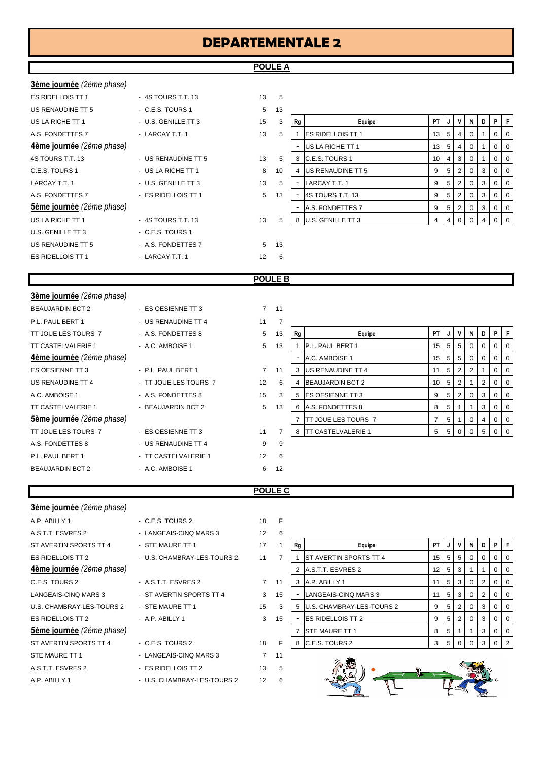# DEPARTEMENTALE 2

## POULE A

**3ème journée** *(2ème phase)*

| | | | |
|---|---|---|---|
| ES RIDELLOIS TT 1 | - 4S TOURS T.T. 13 | 13 | 5 |
| US RENAUDINE TT 5 | - C.E.S. TOURS 1 | 5 | 13 |
| US LA RICHE TT 1 | - U.S. GENILLE TT 3 | 15 | 3 |
| A.S. FONDETTES 7 | - LARCAY T.T. 1 | 13 | 5 |

**4ème journée** *(2ème phase)*

| | | | |
|---|---|---|---|
| 4S TOURS T.T. 13 | - US RENAUDINE TT 5 | 13 | 5 |
| C.E.S. TOURS 1 | - US LA RICHE TT 1 | 8 | 10 |
| LARCAY T.T. 1 | - U.S. GENILLE TT 3 | 13 | 5 |
| A.S. FONDETTES 7 | - ES RIDELLOIS TT 1 | 5 | 13 |

**5ème journée** *(2ème phase)*

| | | | |
|---|---|---|---|
| US LA RICHE TT 1 | - 4S TOURS T.T. 13 | 13 | 5 |
| U.S. GENILLE TT 3 | - C.E.S. TOURS 1 | | |
| US RENAUDINE TT 5 | - A.S. FONDETTES 7 | 5 | 13 |
| ES RIDELLOIS TT 1 | - LARCAY T.T. 1 | 12 | 6 |

| Rg | Equipe | PT | J | V | N | D | P | F |
|---|---|---|---|---|---|---|---|---|
| 1 | ES RIDELLOIS TT 1 | 13 | 5 | 4 | 0 | 1 | 0 | 0 |
| - | US LA RICHE TT 1 | 13 | 5 | 4 | 0 | 1 | 0 | 0 |
| 3 | C.E.S. TOURS 1 | 10 | 4 | 3 | 0 | 1 | 0 | 0 |
| 4 | US RENAUDINE TT 5 | 9 | 5 | 2 | 0 | 3 | 0 | 0 |
| - | LARCAY T.T. 1 | 9 | 5 | 2 | 0 | 3 | 0 | 0 |
| - | 4S TOURS T.T. 13 | 9 | 5 | 2 | 0 | 3 | 0 | 0 |
| - | A.S. FONDETTES 7 | 9 | 5 | 2 | 0 | 3 | 0 | 0 |
| 8 | U.S. GENILLE TT 3 | 4 | 4 | 0 | 0 | 4 | 0 | 0 |

## POULE B

**3ème journée** *(2ème phase)*

| | | | |
|---|---|---|---|
| BEAUJARDIN BCT 2 | - ES OESIENNE TT 3 | 7 | 11 |
| P.L. PAUL BERT 1 | - US RENAUDINE TT 4 | 11 | 7 |
| TT JOUE LES TOURS 7 | - A.S. FONDETTES 8 | 5 | 13 |
| TT CASTELVALERIE 1 | - A.C. AMBOISE 1 | 5 | 13 |

**4ème journée** *(2ème phase)*

| | | | |
|---|---|---|---|
| ES OESIENNE TT 3 | - P.L. PAUL BERT 1 | 7 | 11 |
| US RENAUDINE TT 4 | - TT JOUE LES TOURS 7 | 12 | 6 |
| A.C. AMBOISE 1 | - A.S. FONDETTES 8 | 15 | 3 |
| TT CASTELVALERIE 1 | - BEAUJARDIN BCT 2 | 5 | 13 |

**5ème journée** *(2ème phase)*

| | | | |
|---|---|---|---|
| TT JOUE LES TOURS 7 | - ES OESIENNE TT 3 | 11 | 7 |
| A.S. FONDETTES 8 | - US RENAUDINE TT 4 | 9 | 9 |
| P.L. PAUL BERT 1 | - TT CASTELVALERIE 1 | 12 | 6 |
| BEAUJARDIN BCT 2 | - A.C. AMBOISE 1 | 6 | 12 |

| Rg | Equipe | PT | J | V | N | D | P | F |
|---|---|---|---|---|---|---|---|---|
| 1 | P.L. PAUL BERT 1 | 15 | 5 | 5 | 0 | 0 | 0 | 0 |
| - | A.C. AMBOISE 1 | 15 | 5 | 5 | 0 | 0 | 0 | 0 |
| 3 | US RENAUDINE TT 4 | 11 | 5 | 2 | 2 | 1 | 0 | 0 |
| 4 | BEAUJARDIN BCT 2 | 10 | 5 | 2 | 1 | 2 | 0 | 0 |
| 5 | ES OESIENNE TT 3 | 9 | 5 | 2 | 0 | 3 | 0 | 0 |
| 6 | A.S. FONDETTES 8 | 8 | 5 | 1 | 1 | 3 | 0 | 0 |
| 7 | TT JOUE LES TOURS 7 | 7 | 5 | 1 | 0 | 4 | 0 | 0 |
| 8 | TT CASTELVALERIE 1 | 5 | 5 | 0 | 0 | 5 | 0 | 0 |

## POULE C

**3ème journée** *(2ème phase)*

| | | | |
|---|---|---|---|
| A.P. ABILLY 1 | - C.E.S. TOURS 2 | 18 | F |
| A.S.T.T. ESVRES 2 | - LANGEAIS-CINQ MARS 3 | 12 | 6 |
| ST AVERTIN SPORTS TT 4 | - STE MAURE TT 1 | 17 | 1 |
| ES RIDELLOIS TT 2 | - U.S. CHAMBRAY-LES-TOURS 2 | 11 | 7 |

**4ème journée** *(2ème phase)*

| | | | |
|---|---|---|---|
| C.E.S. TOURS 2 | - A.S.T.T. ESVRES 2 | 7 | 11 |
| LANGEAIS-CINQ MARS 3 | - ST AVERTIN SPORTS TT 4 | 3 | 15 |
| U.S. CHAMBRAY-LES-TOURS 2 | - STE MAURE TT 1 | 15 | 3 |
| ES RIDELLOIS TT 2 | - A.P. ABILLY 1 | 3 | 15 |

**5ème journée** *(2ème phase)*

| | | | |
|---|---|---|---|
| ST AVERTIN SPORTS TT 4 | - C.E.S. TOURS 2 | 18 | F |
| STE MAURE TT 1 | - LANGEAIS-CINQ MARS 3 | 7 | 11 |
| A.S.T.T. ESVRES 2 | - ES RIDELLOIS TT 2 | 13 | 5 |
| A.P. ABILLY 1 | - U.S. CHAMBRAY-LES-TOURS 2 | 12 | 6 |

| Rg | Equipe | PT | J | V | N | D | P | F |
|---|---|---|---|---|---|---|---|---|
| 1 | ST AVERTIN SPORTS TT 4 | 15 | 5 | 5 | 0 | 0 | 0 | 0 |
| 2 | A.S.T.T. ESVRES 2 | 12 | 5 | 3 | 1 | 1 | 0 | 0 |
| 3 | A.P. ABILLY 1 | 11 | 5 | 3 | 0 | 2 | 0 | 0 |
| - | LANGEAIS-CINQ MARS 3 | 11 | 5 | 3 | 0 | 2 | 0 | 0 |
| 5 | U.S. CHAMBRAY-LES-TOURS 2 | 9 | 5 | 2 | 0 | 3 | 0 | 0 |
| - | ES RIDELLOIS TT 2 | 9 | 5 | 2 | 0 | 3 | 0 | 0 |
| 7 | STE MAURE TT 1 | 8 | 5 | 1 | 1 | 3 | 0 | 0 |
| 8 | C.E.S. TOURS 2 | 3 | 5 | 0 | 0 | 3 | 0 | 2 |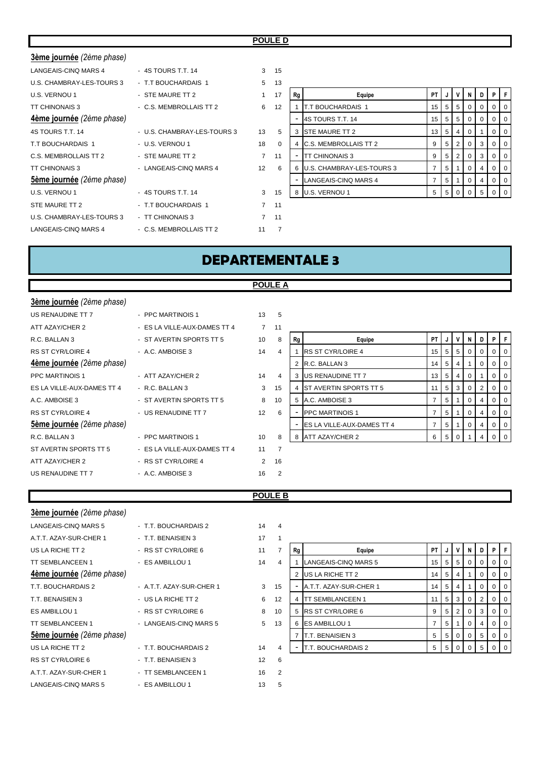## POULE D

**3ème journée** *(2ème phase)*

| | | | |
|---|---|---|---|
| LANGEAIS-CINQ MARS 4 | - 4S TOURS T.T. 14 | 3 | 15 |
| U.S. CHAMBRAY-LES-TOURS 3 | - T.T BOUCHARDAIS 1 | 5 | 13 |
| U.S. VERNOU 1 | - STE MAURE TT 2 | 1 | 17 |
| TT CHINONAIS 3 | - C.S. MEMBROLLAIS TT 2 | 6 | 12 |

**4ème journée** *(2ème phase)*

| | | | |
|---|---|---|---|
| 4S TOURS T.T. 14 | - U.S. CHAMBRAY-LES-TOURS 3 | 13 | 5 |
| T.T BOUCHARDAIS 1 | - U.S. VERNOU 1 | 18 | 0 |
| C.S. MEMBROLLAIS TT 2 | - STE MAURE TT 2 | 7 | 11 |
| TT CHINONAIS 3 | - LANGEAIS-CINQ MARS 4 | 12 | 6 |

**5ème journée** *(2ème phase)*

| | | | |
|---|---|---|---|
| U.S. VERNOU 1 | - 4S TOURS T.T. 14 | 3 | 15 |
| STE MAURE TT 2 | - T.T BOUCHARDAIS 1 | 7 | 11 |
| U.S. CHAMBRAY-LES-TOURS 3 | - TT CHINONAIS 3 | 7 | 11 |
| LANGEAIS-CINQ MARS 4 | - C.S. MEMBROLLAIS TT 2 | 11 | 7 |

| Rg | Equipe | PT | J | V | N | D | P | F |
|---|---|---|---|---|---|---|---|---|
| 1 | T.T BOUCHARDAIS 1 | 15 | 5 | 5 | 0 | 0 | 0 | 0 |
| - | 4S TOURS T.T. 14 | 15 | 5 | 5 | 0 | 0 | 0 | 0 |
| 3 | STE MAURE TT 2 | 13 | 5 | 4 | 0 | 1 | 0 | 0 |
| 4 | C.S. MEMBROLLAIS TT 2 | 9 | 5 | 2 | 0 | 3 | 0 | 0 |
| - | TT CHINONAIS 3 | 9 | 5 | 2 | 0 | 3 | 0 | 0 |
| 6 | U.S. CHAMBRAY-LES-TOURS 3 | 7 | 5 | 1 | 0 | 4 | 0 | 0 |
| - | LANGEAIS-CINQ MARS 4 | 7 | 5 | 1 | 0 | 4 | 0 | 0 |
| 8 | U.S. VERNOU 1 | 5 | 5 | 0 | 0 | 5 | 0 | 0 |

# DEPARTEMENTALE 3

## POULE A

**3ème journée** *(2ème phase)*

| | | | |
|---|---|---|---|
| US RENAUDINE TT 7 | - PPC MARTINOIS 1 | 13 | 5 |
| ATT AZAY/CHER 2 | - ES LA VILLE-AUX-DAMES TT 4 | 7 | 11 |
| R.C. BALLAN 3 | - ST AVERTIN SPORTS TT 5 | 10 | 8 |
| RS ST CYR/LOIRE 4 | - A.C. AMBOISE 3 | 14 | 4 |

**4ème journée** *(2ème phase)*

| | | | |
|---|---|---|---|
| PPC MARTINOIS 1 | - ATT AZAY/CHER 2 | 14 | 4 |
| ES LA VILLE-AUX-DAMES TT 4 | - R.C. BALLAN 3 | 3 | 15 |
| A.C. AMBOISE 3 | - ST AVERTIN SPORTS TT 5 | 8 | 10 |
| RS ST CYR/LOIRE 4 | - US RENAUDINE TT 7 | 12 | 6 |

**5ème journée** *(2ème phase)*

| | | | |
|---|---|---|---|
| R.C. BALLAN 3 | - PPC MARTINOIS 1 | 10 | 8 |
| ST AVERTIN SPORTS TT 5 | - ES LA VILLE-AUX-DAMES TT 4 | 11 | 7 |
| ATT AZAY/CHER 2 | - RS ST CYR/LOIRE 4 | 2 | 16 |
| US RENAUDINE TT 7 | - A.C. AMBOISE 3 | 16 | 2 |

| Rg | Equipe | PT | J | V | N | D | P | F |
|---|---|---|---|---|---|---|---|---|
| 1 | RS ST CYR/LOIRE 4 | 15 | 5 | 5 | 0 | 0 | 0 | 0 |
| 2 | R.C. BALLAN 3 | 14 | 5 | 4 | 1 | 0 | 0 | 0 |
| 3 | US RENAUDINE TT 7 | 13 | 5 | 4 | 0 | 1 | 0 | 0 |
| 4 | ST AVERTIN SPORTS TT 5 | 11 | 5 | 3 | 0 | 2 | 0 | 0 |
| 5 | A.C. AMBOISE 3 | 7 | 5 | 1 | 0 | 4 | 0 | 0 |
| - | PPC MARTINOIS 1 | 7 | 5 | 1 | 0 | 4 | 0 | 0 |
| - | ES LA VILLE-AUX-DAMES TT 4 | 7 | 5 | 1 | 0 | 4 | 0 | 0 |
| 8 | ATT AZAY/CHER 2 | 6 | 5 | 0 | 1 | 4 | 0 | 0 |

## POULE B

**3ème journée** *(2ème phase)*

| | | | |
|---|---|---|---|
| LANGEAIS-CINQ MARS 5 | - T.T. BOUCHARDAIS 2 | 14 | 4 |
| A.T.T. AZAY-SUR-CHER 1 | - T.T. BENAISIEN 3 | 17 | 1 |
| US LA RICHE TT 2 | - RS ST CYR/LOIRE 6 | 11 | 7 |
| TT SEMBLANCEEN 1 | - ES AMBILLOU 1 | 14 | 4 |

**4ème journée** *(2ème phase)*

| | | | |
|---|---|---|---|
| T.T. BOUCHARDAIS 2 | - A.T.T. AZAY-SUR-CHER 1 | 3 | 15 |
| T.T. BENAISIEN 3 | - US LA RICHE TT 2 | 6 | 12 |
| ES AMBILLOU 1 | - RS ST CYR/LOIRE 6 | 8 | 10 |
| TT SEMBLANCEEN 1 | - LANGEAIS-CINQ MARS 5 | 5 | 13 |

**5ème journée** *(2ème phase)*

| | | | |
|---|---|---|---|
| US LA RICHE TT 2 | - T.T. BOUCHARDAIS 2 | 14 | 4 |
| RS ST CYR/LOIRE 6 | - T.T. BENAISIEN 3 | 12 | 6 |
| A.T.T. AZAY-SUR-CHER 1 | - TT SEMBLANCEEN 1 | 16 | 2 |
| LANGEAIS-CINQ MARS 5 | - ES AMBILLOU 1 | 13 | 5 |

| Rg | Equipe | PT | J | V | N | D | P | F |
|---|---|---|---|---|---|---|---|---|
| 1 | LANGEAIS-CINQ MARS 5 | 15 | 5 | 5 | 0 | 0 | 0 | 0 |
| 2 | US LA RICHE TT 2 | 14 | 5 | 4 | 1 | 0 | 0 | 0 |
| - | A.T.T. AZAY-SUR-CHER 1 | 14 | 5 | 4 | 1 | 0 | 0 | 0 |
| 4 | TT SEMBLANCEEN 1 | 11 | 5 | 3 | 0 | 2 | 0 | 0 |
| 5 | RS ST CYR/LOIRE 6 | 9 | 5 | 2 | 0 | 3 | 0 | 0 |
| 6 | ES AMBILLOU 1 | 7 | 5 | 1 | 0 | 4 | 0 | 0 |
| 7 | T.T. BENAISIEN 3 | 5 | 5 | 0 | 0 | 5 | 0 | 0 |
| - | T.T. BOUCHARDAIS 2 | 5 | 5 | 0 | 0 | 5 | 0 | 0 |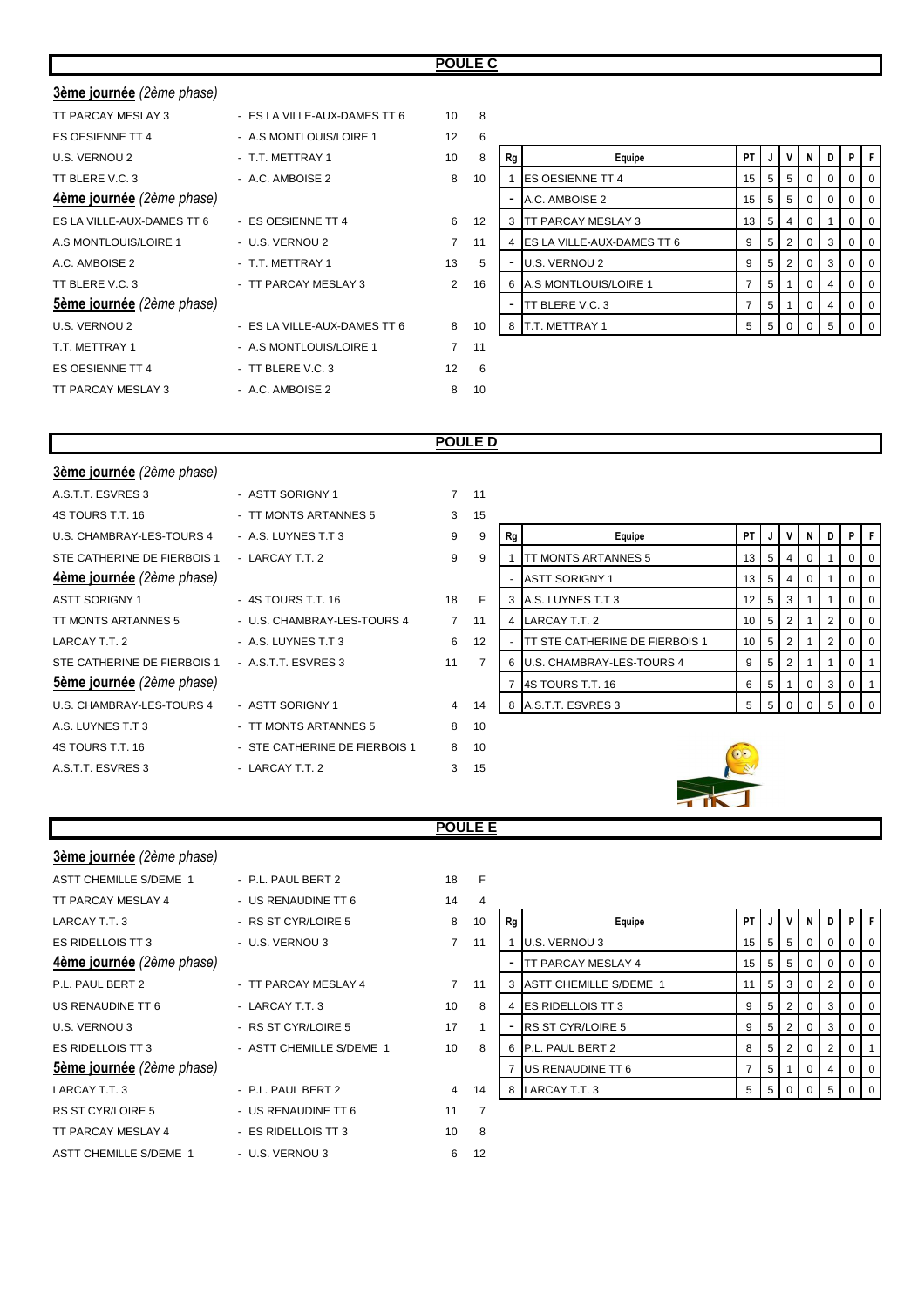## POULE C

**3ème journée** *(2ème phase)*

| | | | |
|---|---|---|---|
| TT PARCAY MESLAY 3 | - ES LA VILLE-AUX-DAMES TT 6 | 10 | 8 |
| ES OESIENNE TT 4 | - A.S MONTLOUIS/LOIRE 1 | 12 | 6 |
| U.S. VERNOU 2 | - T.T. METTRAY 1 | 10 | 8 |
| TT BLERE V.C. 3 | - A.C. AMBOISE 2 | 8 | 10 |

**4ème journée** *(2ème phase)*

| | | | |
|---|---|---|---|
| ES LA VILLE-AUX-DAMES TT 6 | - ES OESIENNE TT 4 | 6 | 12 |
| A.S MONTLOUIS/LOIRE 1 | - U.S. VERNOU 2 | 7 | 11 |
| A.C. AMBOISE 2 | - T.T. METTRAY 1 | 13 | 5 |
| TT BLERE V.C. 3 | - TT PARCAY MESLAY 3 | 2 | 16 |

**5ème journée** *(2ème phase)*

| | | | |
|---|---|---|---|
| U.S. VERNOU 2 | - ES LA VILLE-AUX-DAMES TT 6 | 8 | 10 |
| T.T. METTRAY 1 | - A.S MONTLOUIS/LOIRE 1 | 7 | 11 |
| ES OESIENNE TT 4 | - TT BLERE V.C. 3 | 12 | 6 |
| TT PARCAY MESLAY 3 | - A.C. AMBOISE 2 | 8 | 10 |

| Rg | Equipe | PT | J | V | N | D | P | F |
|---|---|---|---|---|---|---|---|---|
| 1 | ES OESIENNE TT 4 | 15 | 5 | 5 | 0 | 0 | 0 | 0 |
| - | A.C. AMBOISE 2 | 15 | 5 | 5 | 0 | 0 | 0 | 0 |
| 3 | TT PARCAY MESLAY 3 | 13 | 5 | 4 | 0 | 1 | 0 | 0 |
| 4 | ES LA VILLE-AUX-DAMES TT 6 | 9 | 5 | 2 | 0 | 3 | 0 | 0 |
| - | U.S. VERNOU 2 | 9 | 5 | 2 | 0 | 3 | 0 | 0 |
| 6 | A.S MONTLOUIS/LOIRE 1 | 7 | 5 | 1 | 0 | 4 | 0 | 0 |
| - | TT BLERE V.C. 3 | 7 | 5 | 1 | 0 | 4 | 0 | 0 |
| 8 | T.T. METTRAY 1 | 5 | 5 | 0 | 0 | 5 | 0 | 0 |

## POULE D

**3ème journée** *(2ème phase)*

| | | | |
|---|---|---|---|
| A.S.T.T. ESVRES 3 | - ASTT SORIGNY 1 | 7 | 11 |
| 4S TOURS T.T. 16 | - TT MONTS ARTANNES 5 | 3 | 15 |
| U.S. CHAMBRAY-LES-TOURS 4 | - A.S. LUYNES T.T 3 | 9 | 9 |
| STE CATHERINE DE FIERBOIS 1 | - LARCAY T.T. 2 | 9 | 9 |

**4ème journée** *(2ème phase)*

| | | | |
|---|---|---|---|
| ASTT SORIGNY 1 | - 4S TOURS T.T. 16 | 18 | F |
| TT MONTS ARTANNES 5 | - U.S. CHAMBRAY-LES-TOURS 4 | 7 | 11 |
| LARCAY T.T. 2 | - A.S. LUYNES T.T 3 | 6 | 12 |
| STE CATHERINE DE FIERBOIS 1 | - A.S.T.T. ESVRES 3 | 11 | 7 |

**5ème journée** *(2ème phase)*

| | | | |
|---|---|---|---|
| U.S. CHAMBRAY-LES-TOURS 4 | - ASTT SORIGNY 1 | 4 | 14 |
| A.S. LUYNES T.T 3 | - TT MONTS ARTANNES 5 | 8 | 10 |
| 4S TOURS T.T. 16 | - STE CATHERINE DE FIERBOIS 1 | 8 | 10 |
| A.S.T.T. ESVRES 3 | - LARCAY T.T. 2 | 3 | 15 |

| Rg | Equipe | PT | J | V | N | D | P | F |
|---|---|---|---|---|---|---|---|---|
| 1 | TT MONTS ARTANNES 5 | 13 | 5 | 4 | 0 | 1 | 0 | 0 |
| - | ASTT SORIGNY 1 | 13 | 5 | 4 | 0 | 1 | 0 | 0 |
| 3 | A.S. LUYNES T.T 3 | 12 | 5 | 3 | 1 | 1 | 0 | 0 |
| 4 | LARCAY T.T. 2 | 10 | 5 | 2 | 1 | 2 | 0 | 0 |
| - | TT STE CATHERINE DE FIERBOIS 1 | 10 | 5 | 2 | 1 | 2 | 0 | 0 |
| 6 | U.S. CHAMBRAY-LES-TOURS 4 | 9 | 5 | 2 | 1 | 1 | 0 | 1 |
| 7 | 4S TOURS T.T. 16 | 6 | 5 | 1 | 0 | 3 | 0 | 1 |
| 8 | A.S.T.T. ESVRES 3 | 5 | 5 | 0 | 0 | 5 | 0 | 0 |

## POULE E

**3ème journée** *(2ème phase)*

| | | | |
|---|---|---|---|
| ASTT CHEMILLE S/DEME 1 | - P.L. PAUL BERT 2 | 18 | F |
| TT PARCAY MESLAY 4 | - US RENAUDINE TT 6 | 14 | 4 |
| LARCAY T.T. 3 | - RS ST CYR/LOIRE 5 | 8 | 10 |
| ES RIDELLOIS TT 3 | - U.S. VERNOU 3 | 7 | 11 |

**4ème journée** *(2ème phase)*

| | | | |
|---|---|---|---|
| P.L. PAUL BERT 2 | - TT PARCAY MESLAY 4 | 7 | 11 |
| US RENAUDINE TT 6 | - LARCAY T.T. 3 | 10 | 8 |
| U.S. VERNOU 3 | - RS ST CYR/LOIRE 5 | 17 | 1 |
| ES RIDELLOIS TT 3 | - ASTT CHEMILLE S/DEME 1 | 10 | 8 |

**5ème journée** *(2ème phase)*

| | | | |
|---|---|---|---|
| LARCAY T.T. 3 | - P.L. PAUL BERT 2 | 4 | 14 |
| RS ST CYR/LOIRE 5 | - US RENAUDINE TT 6 | 11 | 7 |
| TT PARCAY MESLAY 4 | - ES RIDELLOIS TT 3 | 10 | 8 |
| ASTT CHEMILLE S/DEME 1 | - U.S. VERNOU 3 | 6 | 12 |

| Rg | Equipe | PT | J | V | N | D | P | F |
|---|---|---|---|---|---|---|---|---|
| 1 | U.S. VERNOU 3 | 15 | 5 | 5 | 0 | 0 | 0 | 0 |
| - | TT PARCAY MESLAY 4 | 15 | 5 | 5 | 0 | 0 | 0 | 0 |
| 3 | ASTT CHEMILLE S/DEME 1 | 11 | 5 | 3 | 0 | 2 | 0 | 0 |
| 4 | ES RIDELLOIS TT 3 | 9 | 5 | 2 | 0 | 3 | 0 | 0 |
| - | RS ST CYR/LOIRE 5 | 9 | 5 | 2 | 0 | 3 | 0 | 0 |
| 6 | P.L. PAUL BERT 2 | 8 | 5 | 2 | 0 | 2 | 0 | 1 |
| 7 | US RENAUDINE TT 6 | 7 | 5 | 1 | 0 | 4 | 0 | 0 |
| 8 | LARCAY T.T. 3 | 5 | 5 | 0 | 0 | 5 | 0 | 0 |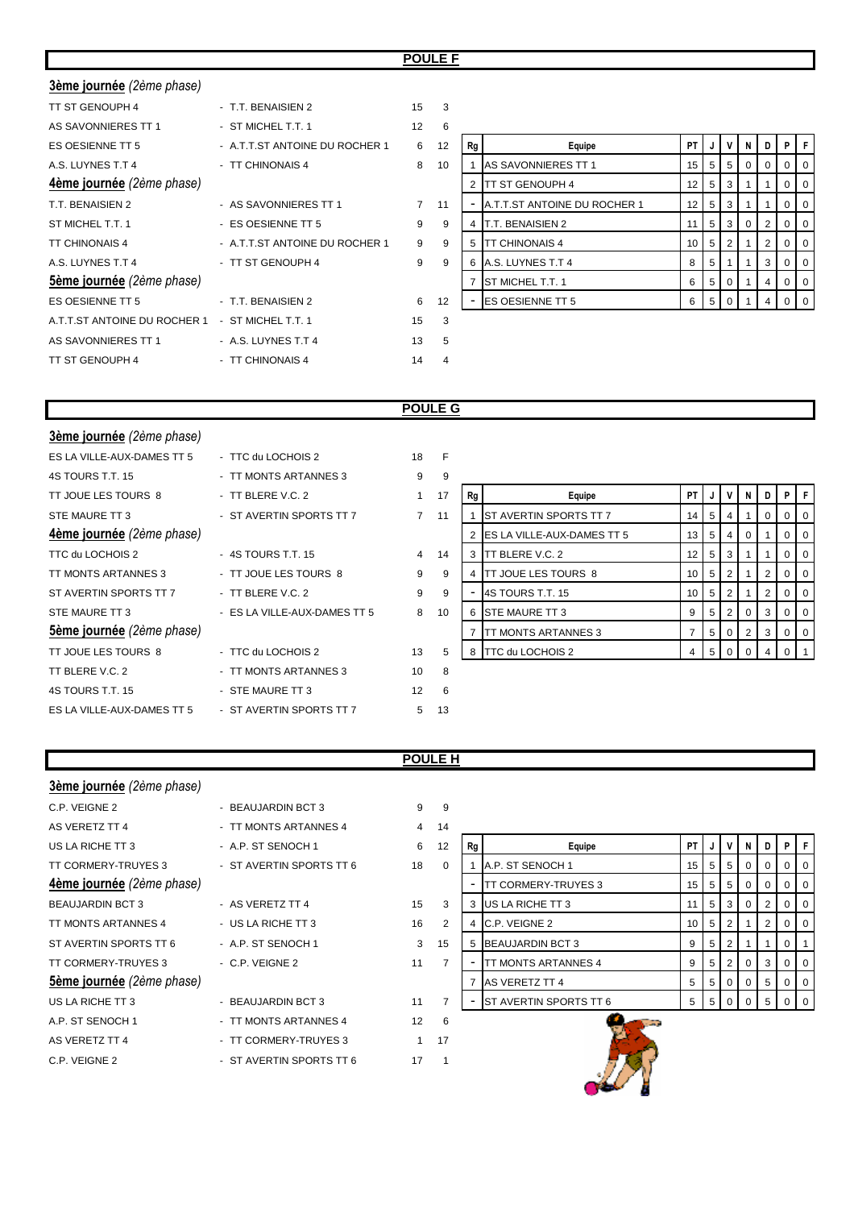## POULE F

**3ème journée** *(2ème phase)*

| | | | |
|---|---|---|---|
| TT ST GENOUPH 4 | - T.T. BENAISIEN 2 | 15 | 3 |
| AS SAVONNIERES TT 1 | - ST MICHEL T.T. 1 | 12 | 6 |
| ES OESIENNE TT 5 | - A.T.T.ST ANTOINE DU ROCHER 1 | 6 | 12 |
| A.S. LUYNES T.T 4 | - TT CHINONAIS 4 | 8 | 10 |

**4ème journée** *(2ème phase)*

| | | | |
|---|---|---|---|
| T.T. BENAISIEN 2 | - AS SAVONNIERES TT 1 | 7 | 11 |
| ST MICHEL T.T. 1 | - ES OESIENNE TT 5 | 9 | 9 |
| TT CHINONAIS 4 | - A.T.T.ST ANTOINE DU ROCHER 1 | 9 | 9 |
| A.S. LUYNES T.T 4 | - TT ST GENOUPH 4 | 9 | 9 |

**5ème journée** *(2ème phase)*

| | | | |
|---|---|---|---|
| ES OESIENNE TT 5 | - T.T. BENAISIEN 2 | 6 | 12 |
| A.T.T.ST ANTOINE DU ROCHER 1 | - ST MICHEL T.T. 1 | 15 | 3 |
| AS SAVONNIERES TT 1 | - A.S. LUYNES T.T 4 | 13 | 5 |
| TT ST GENOUPH 4 | - TT CHINONAIS 4 | 14 | 4 |

| Rg | Equipe | PT | J | V | N | D | P | F |
|---|---|---|---|---|---|---|---|---|
| 1 | AS SAVONNIERES TT 1 | 15 | 5 | 5 | 0 | 0 | 0 | 0 |
| 2 | TT ST GENOUPH 4 | 12 | 5 | 3 | 1 | 1 | 0 | 0 |
| - | A.T.T.ST ANTOINE DU ROCHER 1 | 12 | 5 | 3 | 1 | 1 | 0 | 0 |
| 4 | T.T. BENAISIEN 2 | 11 | 5 | 3 | 0 | 2 | 0 | 0 |
| 5 | TT CHINONAIS 4 | 10 | 5 | 2 | 1 | 2 | 0 | 0 |
| 6 | A.S. LUYNES T.T 4 | 8 | 5 | 1 | 1 | 3 | 0 | 0 |
| 7 | ST MICHEL T.T. 1 | 6 | 5 | 0 | 1 | 4 | 0 | 0 |
| - | ES OESIENNE TT 5 | 6 | 5 | 0 | 1 | 4 | 0 | 0 |

## POULE G

**3ème journée** *(2ème phase)*

| | | | |
|---|---|---|---|
| ES LA VILLE-AUX-DAMES TT 5 | - TTC du LOCHOIS 2 | 18 | F |
| 4S TOURS T.T. 15 | - TT MONTS ARTANNES 3 | 9 | 9 |
| TT JOUE LES TOURS 8 | - TT BLERE V.C. 2 | 1 | 17 |
| STE MAURE TT 3 | - ST AVERTIN SPORTS TT 7 | 7 | 11 |

**4ème journée** *(2ème phase)*

| | | | |
|---|---|---|---|
| TTC du LOCHOIS 2 | - 4S TOURS T.T. 15 | 4 | 14 |
| TT MONTS ARTANNES 3 | - TT JOUE LES TOURS 8 | 9 | 9 |
| ST AVERTIN SPORTS TT 7 | - TT BLERE V.C. 2 | 9 | 9 |
| STE MAURE TT 3 | - ES LA VILLE-AUX-DAMES TT 5 | 8 | 10 |

**5ème journée** *(2ème phase)*

| | | | |
|---|---|---|---|
| TT JOUE LES TOURS 8 | - TTC du LOCHOIS 2 | 13 | 5 |
| TT BLERE V.C. 2 | - TT MONTS ARTANNES 3 | 10 | 8 |
| 4S TOURS T.T. 15 | - STE MAURE TT 3 | 12 | 6 |
| ES LA VILLE-AUX-DAMES TT 5 | - ST AVERTIN SPORTS TT 7 | 5 | 13 |

| Rg | Equipe | PT | J | V | N | D | P | F |
|---|---|---|---|---|---|---|---|---|
| 1 | ST AVERTIN SPORTS TT 7 | 14 | 5 | 4 | 1 | 0 | 0 | 0 |
| 2 | ES LA VILLE-AUX-DAMES TT 5 | 13 | 5 | 4 | 0 | 1 | 0 | 0 |
| 3 | TT BLERE V.C. 2 | 12 | 5 | 3 | 1 | 1 | 0 | 0 |
| 4 | TT JOUE LES TOURS 8 | 10 | 5 | 2 | 1 | 2 | 0 | 0 |
| - | 4S TOURS T.T. 15 | 10 | 5 | 2 | 1 | 2 | 0 | 0 |
| 6 | STE MAURE TT 3 | 9 | 5 | 2 | 0 | 3 | 0 | 0 |
| 7 | TT MONTS ARTANNES 3 | 7 | 5 | 0 | 2 | 3 | 0 | 0 |
| 8 | TTC du LOCHOIS 2 | 4 | 5 | 0 | 0 | 4 | 0 | 1 |

## POULE H

**3ème journée** *(2ème phase)*

| | | | |
|---|---|---|---|
| C.P. VEIGNE 2 | - BEAUJARDIN BCT 3 | 9 | 9 |
| AS VERETZ TT 4 | - TT MONTS ARTANNES 4 | 4 | 14 |
| US LA RICHE TT 3 | - A.P. ST SENOCH 1 | 6 | 12 |
| TT CORMERY-TRUYES 3 | - ST AVERTIN SPORTS TT 6 | 18 | 0 |

**4ème journée** *(2ème phase)*

| | | | |
|---|---|---|---|
| BEAUJARDIN BCT 3 | - AS VERETZ TT 4 | 15 | 3 |
| TT MONTS ARTANNES 4 | - US LA RICHE TT 3 | 16 | 2 |
| ST AVERTIN SPORTS TT 6 | - A.P. ST SENOCH 1 | 3 | 15 |
| TT CORMERY-TRUYES 3 | - C.P. VEIGNE 2 | 11 | 7 |

**5ème journée** *(2ème phase)*

| | | | |
|---|---|---|---|
| US LA RICHE TT 3 | - BEAUJARDIN BCT 3 | 11 | 7 |
| A.P. ST SENOCH 1 | - TT MONTS ARTANNES 4 | 12 | 6 |
| AS VERETZ TT 4 | - TT CORMERY-TRUYES 3 | 1 | 17 |
| C.P. VEIGNE 2 | - ST AVERTIN SPORTS TT 6 | 17 | 1 |

| Rg | Equipe | PT | J | V | N | D | P | F |
|---|---|---|---|---|---|---|---|---|
| 1 | A.P. ST SENOCH 1 | 15 | 5 | 5 | 0 | 0 | 0 | 0 |
| - | TT CORMERY-TRUYES 3 | 15 | 5 | 5 | 0 | 0 | 0 | 0 |
| 3 | US LA RICHE TT 3 | 11 | 5 | 3 | 0 | 2 | 0 | 0 |
| 4 | C.P. VEIGNE 2 | 10 | 5 | 2 | 1 | 2 | 0 | 0 |
| 5 | BEAUJARDIN BCT 3 | 9 | 5 | 2 | 1 | 1 | 0 | 1 |
| - | TT MONTS ARTANNES 4 | 9 | 5 | 2 | 0 | 3 | 0 | 0 |
| 7 | AS VERETZ TT 4 | 5 | 5 | 0 | 0 | 5 | 0 | 0 |
| - | ST AVERTIN SPORTS TT 6 | 5 | 5 | 0 | 0 | 5 | 0 | 0 |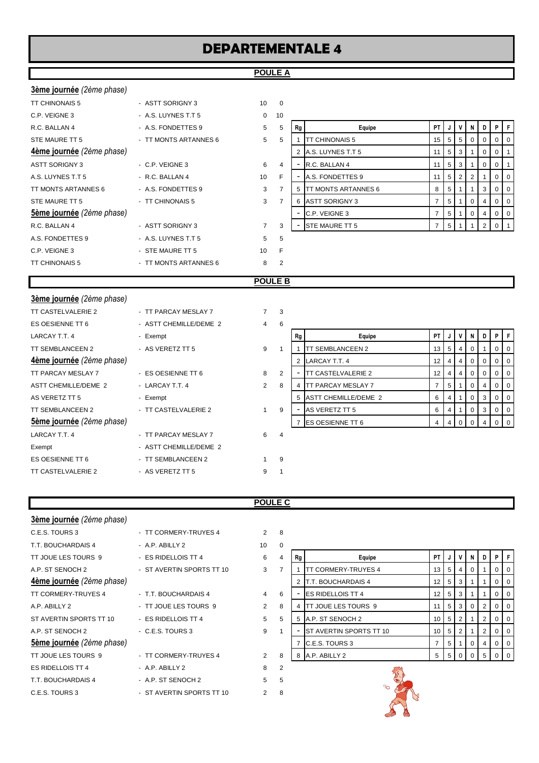# DEPARTEMENTALE 4

## POULE A

**3ème journée** *(2ème phase)*

| | | | |
|---|---|---|---|
| TT CHINONAIS 5 | - ASTT SORIGNY 3 | 10 | 0 |
| C.P. VEIGNE 3 | - A.S. LUYNES T.T 5 | 0 | 10 |
| R.C. BALLAN 4 | - A.S. FONDETTES 9 | 5 | 5 |
| STE MAURE TT 5 | - TT MONTS ARTANNES 6 | 5 | 5 |

**4ème journée** *(2ème phase)*

| | | | |
|---|---|---|---|
| ASTT SORIGNY 3 | - C.P. VEIGNE 3 | 6 | 4 |
| A.S. LUYNES T.T 5 | - R.C. BALLAN 4 | 10 | F |
| TT MONTS ARTANNES 6 | - A.S. FONDETTES 9 | 3 | 7 |
| STE MAURE TT 5 | - TT CHINONAIS 5 | 3 | 7 |

**5ème journée** *(2ème phase)*

| | | | |
|---|---|---|---|
| R.C. BALLAN 4 | - ASTT SORIGNY 3 | 7 | 3 |
| A.S. FONDETTES 9 | - A.S. LUYNES T.T 5 | 5 | 5 |
| C.P. VEIGNE 3 | - STE MAURE TT 5 | 10 | F |
| TT CHINONAIS 5 | - TT MONTS ARTANNES 6 | 8 | 2 |

| Rg | Equipe | PT | J | V | N | D | P | F |
|---|---|---|---|---|---|---|---|---|
| 1 | TT CHINONAIS 5 | 15 | 5 | 5 | 0 | 0 | 0 | 0 |
| 2 | A.S. LUYNES T.T 5 | 11 | 5 | 3 | 1 | 0 | 0 | 1 |
| - | R.C. BALLAN 4 | 11 | 5 | 3 | 1 | 0 | 0 | 1 |
| - | A.S. FONDETTES 9 | 11 | 5 | 2 | 2 | 1 | 0 | 0 |
| 5 | TT MONTS ARTANNES 6 | 8 | 5 | 1 | 1 | 3 | 0 | 0 |
| 6 | ASTT SORIGNY 3 | 7 | 5 | 1 | 0 | 4 | 0 | 0 |
| - | C.P. VEIGNE 3 | 7 | 5 | 1 | 0 | 4 | 0 | 0 |
| - | STE MAURE TT 5 | 7 | 5 | 1 | 1 | 2 | 0 | 1 |

## POULE B

**3ème journée** *(2ème phase)*

| | | | |
|---|---|---|---|
| TT CASTELVALERIE 2 | - TT PARCAY MESLAY 7 | 7 | 3 |
| ES OESIENNE TT 6 | - ASTT CHEMILLE/DEME 2 | 4 | 6 |
| LARCAY T.T. 4 | - Exempt | | |
| TT SEMBLANCEEN 2 | - AS VERETZ TT 5 | 9 | 1 |

**4ème journée** *(2ème phase)*

| | | | |
|---|---|---|---|
| TT PARCAY MESLAY 7 | - ES OESIENNE TT 6 | 8 | 2 |
| ASTT CHEMILLE/DEME 2 | - LARCAY T.T. 4 | 2 | 8 |
| AS VERETZ TT 5 | - Exempt | | |
| TT SEMBLANCEEN 2 | - TT CASTELVALERIE 2 | 1 | 9 |

**5ème journée** *(2ème phase)*

| | | | |
|---|---|---|---|
| LARCAY T.T. 4 | - TT PARCAY MESLAY 7 | 6 | 4 |
| Exempt | - ASTT CHEMILLE/DEME 2 | | |
| ES OESIENNE TT 6 | - TT SEMBLANCEEN 2 | 1 | 9 |
| TT CASTELVALERIE 2 | - AS VERETZ TT 5 | 9 | 1 |

| Rg | Equipe | PT | J | V | N | D | P | F |
|---|---|---|---|---|---|---|---|---|
| 1 | TT SEMBLANCEEN 2 | 13 | 5 | 4 | 0 | 1 | 0 | 0 |
| 2 | LARCAY T.T. 4 | 12 | 4 | 4 | 0 | 0 | 0 | 0 |
| - | TT CASTELVALERIE 2 | 12 | 4 | 4 | 0 | 0 | 0 | 0 |
| 4 | TT PARCAY MESLAY 7 | 7 | 5 | 1 | 0 | 4 | 0 | 0 |
| 5 | ASTT CHEMILLE/DEME 2 | 6 | 4 | 1 | 0 | 3 | 0 | 0 |
| - | AS VERETZ TT 5 | 6 | 4 | 1 | 0 | 3 | 0 | 0 |
| 7 | ES OESIENNE TT 6 | 4 | 4 | 0 | 0 | 4 | 0 | 0 |

## POULE C

**3ème journée** *(2ème phase)*

| | | | |
|---|---|---|---|
| C.E.S. TOURS 3 | - TT CORMERY-TRUYES 4 | 2 | 8 |
| T.T. BOUCHARDAIS 4 | - A.P. ABILLY 2 | 10 | 0 |
| TT JOUE LES TOURS 9 | - ES RIDELLOIS TT 4 | 6 | 4 |
| A.P. ST SENOCH 2 | - ST AVERTIN SPORTS TT 10 | 3 | 7 |

**4ème journée** *(2ème phase)*

| | | | |
|---|---|---|---|
| TT CORMERY-TRUYES 4 | - T.T. BOUCHARDAIS 4 | 4 | 6 |
| A.P. ABILLY 2 | - TT JOUE LES TOURS 9 | 2 | 8 |
| ST AVERTIN SPORTS TT 10 | - ES RIDELLOIS TT 4 | 5 | 5 |
| A.P. ST SENOCH 2 | - C.E.S. TOURS 3 | 9 | 1 |

**5ème journée** *(2ème phase)*

| | | | |
|---|---|---|---|
| TT JOUE LES TOURS 9 | - TT CORMERY-TRUYES 4 | 2 | 8 |
| ES RIDELLOIS TT 4 | - A.P. ABILLY 2 | 8 | 2 |
| T.T. BOUCHARDAIS 4 | - A.P. ST SENOCH 2 | 5 | 5 |
| C.E.S. TOURS 3 | - ST AVERTIN SPORTS TT 10 | 2 | 8 |

| Rg | Equipe | PT | J | V | N | D | P | F |
|---|---|---|---|---|---|---|---|---|
| 1 | TT CORMERY-TRUYES 4 | 13 | 5 | 4 | 0 | 1 | 0 | 0 |
| 2 | T.T. BOUCHARDAIS 4 | 12 | 5 | 3 | 1 | 1 | 0 | 0 |
| - | ES RIDELLOIS TT 4 | 12 | 5 | 3 | 1 | 1 | 0 | 0 |
| 4 | TT JOUE LES TOURS 9 | 11 | 5 | 3 | 0 | 2 | 0 | 0 |
| 5 | A.P. ST SENOCH 2 | 10 | 5 | 2 | 1 | 2 | 0 | 0 |
| - | ST AVERTIN SPORTS TT 10 | 10 | 5 | 2 | 1 | 2 | 0 | 0 |
| 7 | C.E.S. TOURS 3 | 7 | 5 | 1 | 0 | 4 | 0 | 0 |
| 8 | A.P. ABILLY 2 | 5 | 5 | 0 | 0 | 5 | 0 | 0 |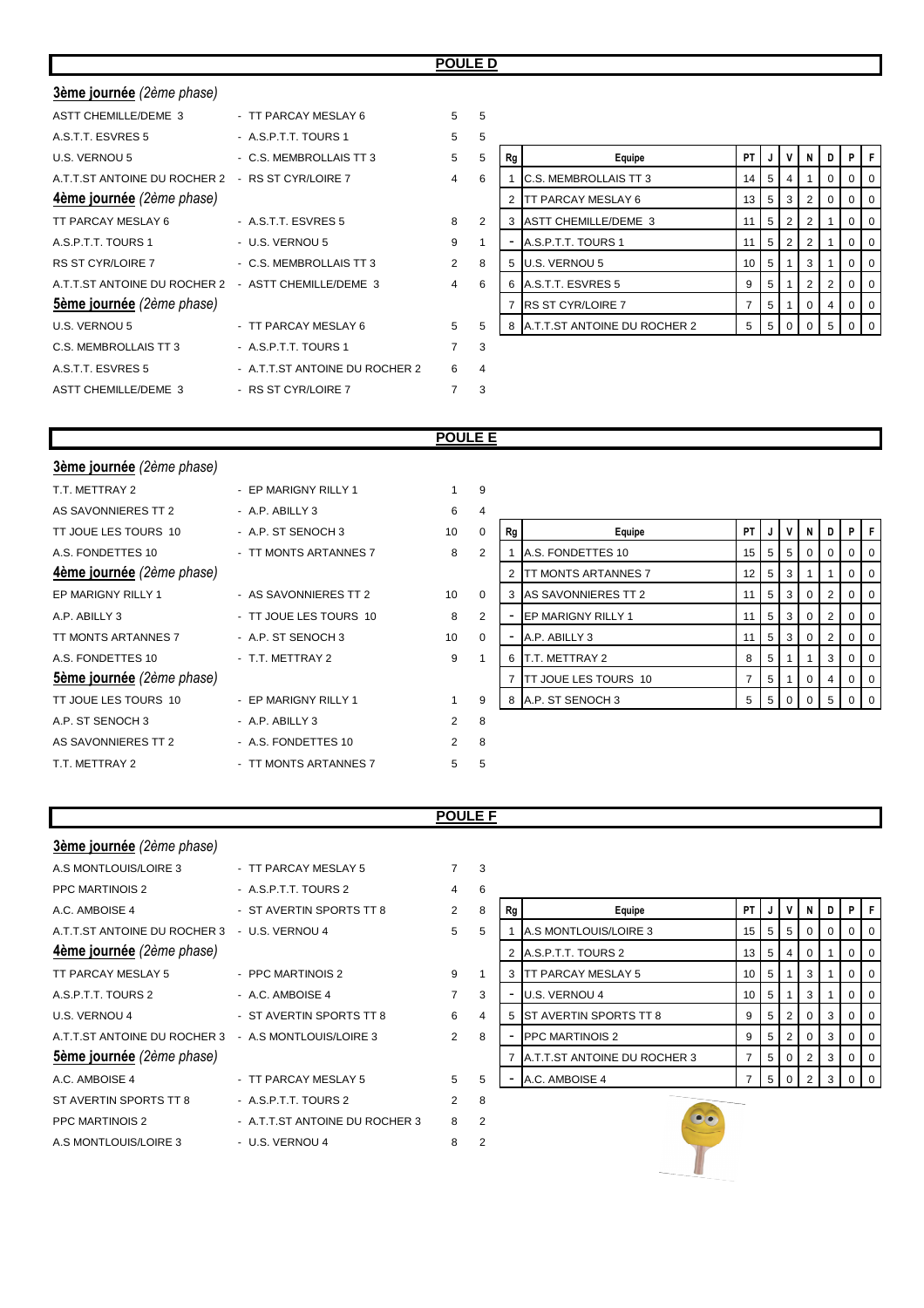## POULE D

**3ème journée** *(2ème phase)*

| | | | |
|---|---|---|---|
| ASTT CHEMILLE/DEME 3 | - TT PARCAY MESLAY 6 | 5 | 5 |
| A.S.T.T. ESVRES 5 | - A.S.P.T.T. TOURS 1 | 5 | 5 |
| U.S. VERNOU 5 | - C.S. MEMBROLLAIS TT 3 | 5 | 5 |
| A.T.T.ST ANTOINE DU ROCHER 2 | - RS ST CYR/LOIRE 7 | 4 | 6 |

**4ème journée** *(2ème phase)*

| | | | |
|---|---|---|---|
| TT PARCAY MESLAY 6 | - A.S.T.T. ESVRES 5 | 8 | 2 |
| A.S.P.T.T. TOURS 1 | - U.S. VERNOU 5 | 9 | 1 |
| RS ST CYR/LOIRE 7 | - C.S. MEMBROLLAIS TT 3 | 2 | 8 |
| A.T.T.ST ANTOINE DU ROCHER 2 | - ASTT CHEMILLE/DEME 3 | 4 | 6 |

**5ème journée** *(2ème phase)*

| | | | |
|---|---|---|---|
| U.S. VERNOU 5 | - TT PARCAY MESLAY 6 | 5 | 5 |
| C.S. MEMBROLLAIS TT 3 | - A.S.P.T.T. TOURS 1 | 7 | 3 |
| A.S.T.T. ESVRES 5 | - A.T.T.ST ANTOINE DU ROCHER 2 | 6 | 4 |
| ASTT CHEMILLE/DEME 3 | - RS ST CYR/LOIRE 7 | 7 | 3 |

| Rg | Equipe | PT | J | V | N | D | P | F |
|---|---|---|---|---|---|---|---|---|
| 1 | C.S. MEMBROLLAIS TT 3 | 14 | 5 | 4 | 1 | 0 | 0 | 0 |
| 2 | TT PARCAY MESLAY 6 | 13 | 5 | 3 | 2 | 0 | 0 | 0 |
| 3 | ASTT CHEMILLE/DEME 3 | 11 | 5 | 2 | 2 | 1 | 0 | 0 |
| - | A.S.P.T.T. TOURS 1 | 11 | 5 | 2 | 2 | 1 | 0 | 0 |
| 5 | U.S. VERNOU 5 | 10 | 5 | 1 | 3 | 1 | 0 | 0 |
| 6 | A.S.T.T. ESVRES 5 | 9 | 5 | 1 | 2 | 2 | 0 | 0 |
| 7 | RS ST CYR/LOIRE 7 | 7 | 5 | 1 | 0 | 4 | 0 | 0 |
| 8 | A.T.T.ST ANTOINE DU ROCHER 2 | 5 | 5 | 0 | 0 | 5 | 0 | 0 |

## POULE E

**3ème journée** *(2ème phase)*

| | | | |
|---|---|---|---|
| T.T. METTRAY 2 | - EP MARIGNY RILLY 1 | 1 | 9 |
| AS SAVONNIERES TT 2 | - A.P. ABILLY 3 | 6 | 4 |
| TT JOUE LES TOURS 10 | - A.P. ST SENOCH 3 | 10 | 0 |
| A.S. FONDETTES 10 | - TT MONTS ARTANNES 7 | 8 | 2 |

**4ème journée** *(2ème phase)*

| | | | |
|---|---|---|---|
| EP MARIGNY RILLY 1 | - AS SAVONNIERES TT 2 | 10 | 0 |
| A.P. ABILLY 3 | - TT JOUE LES TOURS 10 | 8 | 2 |
| TT MONTS ARTANNES 7 | - A.P. ST SENOCH 3 | 10 | 0 |
| A.S. FONDETTES 10 | - T.T. METTRAY 2 | 9 | 1 |

**5ème journée** *(2ème phase)*

| | | | |
|---|---|---|---|
| TT JOUE LES TOURS 10 | - EP MARIGNY RILLY 1 | 1 | 9 |
| A.P. ST SENOCH 3 | - A.P. ABILLY 3 | 2 | 8 |
| AS SAVONNIERES TT 2 | - A.S. FONDETTES 10 | 2 | 8 |
| T.T. METTRAY 2 | - TT MONTS ARTANNES 7 | 5 | 5 |

| Rg | Equipe | PT | J | V | N | D | P | F |
|---|---|---|---|---|---|---|---|---|
| 1 | A.S. FONDETTES 10 | 15 | 5 | 5 | 0 | 0 | 0 | 0 |
| 2 | TT MONTS ARTANNES 7 | 12 | 5 | 3 | 1 | 1 | 0 | 0 |
| 3 | AS SAVONNIERES TT 2 | 11 | 5 | 3 | 0 | 2 | 0 | 0 |
| - | EP MARIGNY RILLY 1 | 11 | 5 | 3 | 0 | 2 | 0 | 0 |
| - | A.P. ABILLY 3 | 11 | 5 | 3 | 0 | 2 | 0 | 0 |
| 6 | T.T. METTRAY 2 | 8 | 5 | 1 | 1 | 3 | 0 | 0 |
| 7 | TT JOUE LES TOURS 10 | 7 | 5 | 1 | 0 | 4 | 0 | 0 |
| 8 | A.P. ST SENOCH 3 | 5 | 5 | 0 | 0 | 5 | 0 | 0 |

## POULE F

**3ème journée** *(2ème phase)*

| | | | |
|---|---|---|---|
| A.S MONTLOUIS/LOIRE 3 | - TT PARCAY MESLAY 5 | 7 | 3 |
| PPC MARTINOIS 2 | - A.S.P.T.T. TOURS 2 | 4 | 6 |
| A.C. AMBOISE 4 | - ST AVERTIN SPORTS TT 8 | 2 | 8 |
| A.T.T.ST ANTOINE DU ROCHER 3 | - U.S. VERNOU 4 | 5 | 5 |

**4ème journée** *(2ème phase)*

| | | | |
|---|---|---|---|
| TT PARCAY MESLAY 5 | - PPC MARTINOIS 2 | 9 | 1 |
| A.S.P.T.T. TOURS 2 | - A.C. AMBOISE 4 | 7 | 3 |
| U.S. VERNOU 4 | - ST AVERTIN SPORTS TT 8 | 6 | 4 |
| A.T.T.ST ANTOINE DU ROCHER 3 | - A.S MONTLOUIS/LOIRE 3 | 2 | 8 |

**5ème journée** *(2ème phase)*

| | | | |
|---|---|---|---|
| A.C. AMBOISE 4 | - TT PARCAY MESLAY 5 | 5 | 5 |
| ST AVERTIN SPORTS TT 8 | - A.S.P.T.T. TOURS 2 | 2 | 8 |
| PPC MARTINOIS 2 | - A.T.T.ST ANTOINE DU ROCHER 3 | 8 | 2 |
| A.S MONTLOUIS/LOIRE 3 | - U.S. VERNOU 4 | 8 | 2 |

| Rg | Equipe | PT | J | V | N | D | P | F |
|---|---|---|---|---|---|---|---|---|
| 1 | A.S MONTLOUIS/LOIRE 3 | 15 | 5 | 5 | 0 | 0 | 0 | 0 |
| 2 | A.S.P.T.T. TOURS 2 | 13 | 5 | 4 | 0 | 1 | 0 | 0 |
| 3 | TT PARCAY MESLAY 5 | 10 | 5 | 1 | 3 | 1 | 0 | 0 |
| - | U.S. VERNOU 4 | 10 | 5 | 1 | 3 | 1 | 0 | 0 |
| 5 | ST AVERTIN SPORTS TT 8 | 9 | 5 | 2 | 0 | 3 | 0 | 0 |
| - | PPC MARTINOIS 2 | 9 | 5 | 2 | 0 | 3 | 0 | 0 |
| 7 | A.T.T.ST ANTOINE DU ROCHER 3 | 7 | 5 | 0 | 2 | 3 | 0 | 0 |
| - | A.C. AMBOISE 4 | 7 | 5 | 0 | 2 | 3 | 0 | 0 |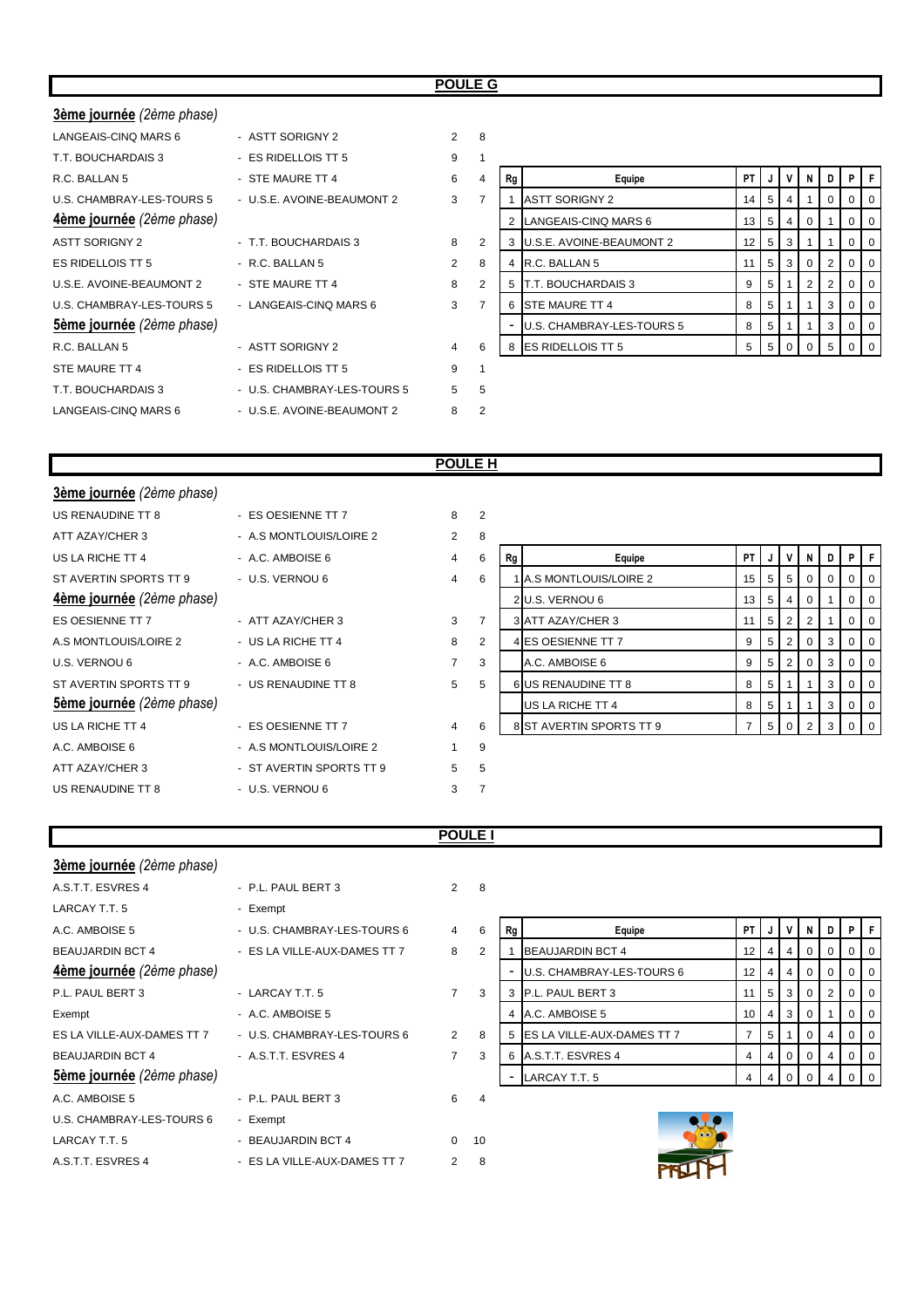## POULE G

**3ème journée** *(2ème phase)*

| | | | |
|---|---|---|---|
| LANGEAIS-CINQ MARS 6 | - ASTT SORIGNY 2 | 2 | 8 |
| T.T. BOUCHARDAIS 3 | - ES RIDELLOIS TT 5 | 9 | 1 |
| R.C. BALLAN 5 | - STE MAURE TT 4 | 6 | 4 |
| U.S. CHAMBRAY-LES-TOURS 5 | - U.S.E. AVOINE-BEAUMONT 2 | 3 | 7 |

**4ème journée** *(2ème phase)*

| | | | |
|---|---|---|---|
| ASTT SORIGNY 2 | - T.T. BOUCHARDAIS 3 | 8 | 2 |
| ES RIDELLOIS TT 5 | - R.C. BALLAN 5 | 2 | 8 |
| U.S.E. AVOINE-BEAUMONT 2 | - STE MAURE TT 4 | 8 | 2 |
| U.S. CHAMBRAY-LES-TOURS 5 | - LANGEAIS-CINQ MARS 6 | 3 | 7 |

**5ème journée** *(2ème phase)*

| | | | |
|---|---|---|---|
| R.C. BALLAN 5 | - ASTT SORIGNY 2 | 4 | 6 |
| STE MAURE TT 4 | - ES RIDELLOIS TT 5 | 9 | 1 |
| T.T. BOUCHARDAIS 3 | - U.S. CHAMBRAY-LES-TOURS 5 | 5 | 5 |
| LANGEAIS-CINQ MARS 6 | - U.S.E. AVOINE-BEAUMONT 2 | 8 | 2 |

| Rg | Equipe | PT | J | V | N | D | P | F |
|---|---|---|---|---|---|---|---|---|
| 1 | ASTT SORIGNY 2 | 14 | 5 | 4 | 1 | 0 | 0 | 0 |
| 2 | LANGEAIS-CINQ MARS 6 | 13 | 5 | 4 | 0 | 1 | 0 | 0 |
| 3 | U.S.E. AVOINE-BEAUMONT 2 | 12 | 5 | 3 | 1 | 1 | 0 | 0 |
| 4 | R.C. BALLAN 5 | 11 | 5 | 3 | 0 | 2 | 0 | 0 |
| 5 | T.T. BOUCHARDAIS 3 | 9 | 5 | 1 | 2 | 2 | 0 | 0 |
| 6 | STE MAURE TT 4 | 8 | 5 | 1 | 1 | 3 | 0 | 0 |
| - | U.S. CHAMBRAY-LES-TOURS 5 | 8 | 5 | 1 | 1 | 3 | 0 | 0 |
| 8 | ES RIDELLOIS TT 5 | 5 | 5 | 0 | 0 | 5 | 0 | 0 |

## POULE H

**3ème journée** *(2ème phase)*

| | | | |
|---|---|---|---|
| US RENAUDINE TT 8 | - ES OESIENNE TT 7 | 8 | 2 |
| ATT AZAY/CHER 3 | - A.S MONTLOUIS/LOIRE 2 | 2 | 8 |
| US LA RICHE TT 4 | - A.C. AMBOISE 6 | 4 | 6 |
| ST AVERTIN SPORTS TT 9 | - U.S. VERNOU 6 | 4 | 6 |

**4ème journée** *(2ème phase)*

| | | | |
|---|---|---|---|
| ES OESIENNE TT 7 | - ATT AZAY/CHER 3 | 3 | 7 |
| A.S MONTLOUIS/LOIRE 2 | - US LA RICHE TT 4 | 8 | 2 |
| U.S. VERNOU 6 | - A.C. AMBOISE 6 | 7 | 3 |
| ST AVERTIN SPORTS TT 9 | - US RENAUDINE TT 8 | 5 | 5 |

**5ème journée** *(2ème phase)*

| | | | |
|---|---|---|---|
| US LA RICHE TT 4 | - ES OESIENNE TT 7 | 4 | 6 |
| A.C. AMBOISE 6 | - A.S MONTLOUIS/LOIRE 2 | 1 | 9 |
| ATT AZAY/CHER 3 | - ST AVERTIN SPORTS TT 9 | 5 | 5 |
| US RENAUDINE TT 8 | - U.S. VERNOU 6 | 3 | 7 |

| Rg | Equipe | PT | J | V | N | D | P | F |
|---|---|---|---|---|---|---|---|---|
| 1 | A.S MONTLOUIS/LOIRE 2 | 15 | 5 | 5 | 0 | 0 | 0 | 0 |
| 2 | U.S. VERNOU 6 | 13 | 5 | 4 | 0 | 1 | 0 | 0 |
| 3 | ATT AZAY/CHER 3 | 11 | 5 | 2 | 2 | 1 | 0 | 0 |
| 4 | ES OESIENNE TT 7 | 9 | 5 | 2 | 0 | 3 | 0 | 0 |
| | A.C. AMBOISE 6 | 9 | 5 | 2 | 0 | 3 | 0 | 0 |
| 6 | US RENAUDINE TT 8 | 8 | 5 | 1 | 1 | 3 | 0 | 0 |
| | US LA RICHE TT 4 | 8 | 5 | 1 | 1 | 3 | 0 | 0 |
| 8 | ST AVERTIN SPORTS TT 9 | 7 | 5 | 0 | 2 | 3 | 0 | 0 |

## POULE I

**3ème journée** *(2ème phase)*

| | | | |
|---|---|---|---|
| A.S.T.T. ESVRES 4 | - P.L. PAUL BERT 3 | 2 | 8 |
| LARCAY T.T. 5 | - Exempt | | |
| A.C. AMBOISE 5 | - U.S. CHAMBRAY-LES-TOURS 6 | 4 | 6 |
| BEAUJARDIN BCT 4 | - ES LA VILLE-AUX-DAMES TT 7 | 8 | 2 |

**4ème journée** *(2ème phase)*

| | | | |
|---|---|---|---|
| P.L. PAUL BERT 3 | - LARCAY T.T. 5 | 7 | 3 |
| Exempt | - A.C. AMBOISE 5 | | |
| ES LA VILLE-AUX-DAMES TT 7 | - U.S. CHAMBRAY-LES-TOURS 6 | 2 | 8 |
| BEAUJARDIN BCT 4 | - A.S.T.T. ESVRES 4 | 7 | 3 |

**5ème journée** *(2ème phase)*

| | | | |
|---|---|---|---|
| A.C. AMBOISE 5 | - P.L. PAUL BERT 3 | 6 | 4 |
| U.S. CHAMBRAY-LES-TOURS 6 | - Exempt | | |
| LARCAY T.T. 5 | - BEAUJARDIN BCT 4 | 0 | 10 |
| A.S.T.T. ESVRES 4 | - ES LA VILLE-AUX-DAMES TT 7 | 2 | 8 |

| Rg | Equipe | PT | J | V | N | D | P | F |
|---|---|---|---|---|---|---|---|---|
| 1 | BEAUJARDIN BCT 4 | 12 | 4 | 4 | 0 | 0 | 0 | 0 |
| - | U.S. CHAMBRAY-LES-TOURS 6 | 12 | 4 | 4 | 0 | 0 | 0 | 0 |
| 3 | P.L. PAUL BERT 3 | 11 | 5 | 3 | 0 | 2 | 0 | 0 |
| 4 | A.C. AMBOISE 5 | 10 | 4 | 3 | 0 | 1 | 0 | 0 |
| 5 | ES LA VILLE-AUX-DAMES TT 7 | 7 | 5 | 1 | 0 | 4 | 0 | 0 |
| 6 | A.S.T.T. ESVRES 4 | 4 | 4 | 0 | 0 | 4 | 0 | 0 |
| - | LARCAY T.T. 5 | 4 | 4 | 0 | 0 | 4 | 0 | 0 |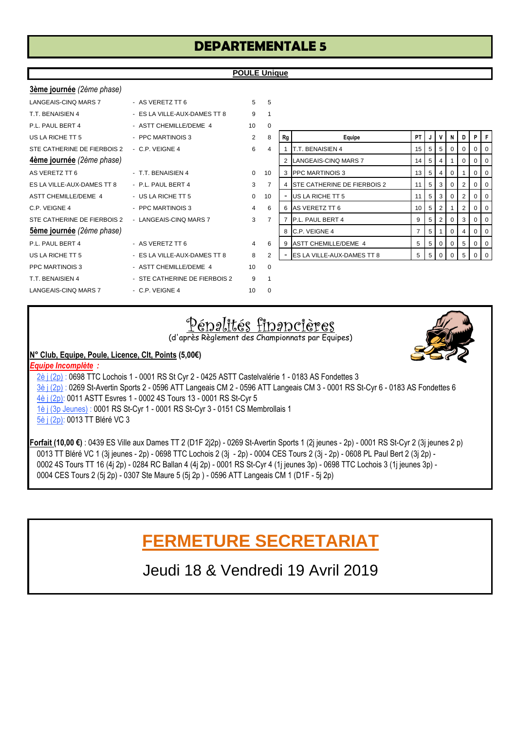# DEPARTEMENTALE 5

## POULE Unique

**3ème journée** *(2ème phase)*

| | | | |
|---|---|---|---|
| LANGEAIS-CINQ MARS 7 | - AS VERETZ TT 6 | 5 | 5 |
| T.T. BENAISIEN 4 | - ES LA VILLE-AUX-DAMES TT 8 | 9 | 1 |
| P.L. PAUL BERT 4 | - ASTT CHEMILLE/DEME 4 | 10 | 0 |
| US LA RICHE TT 5 | - PPC MARTINOIS 3 | 2 | 8 |
| STE CATHERINE DE FIERBOIS 2 | - C.P. VEIGNE 4 | 6 | 4 |

**4ème journée** *(2ème phase)*

| | | | |
|---|---|---|---|
| AS VERETZ TT 6 | - T.T. BENAISIEN 4 | 0 | 10 |
| ES LA VILLE-AUX-DAMES TT 8 | - P.L. PAUL BERT 4 | 3 | 7 |
| ASTT CHEMILLE/DEME 4 | - US LA RICHE TT 5 | 0 | 10 |
| C.P. VEIGNE 4 | - PPC MARTINOIS 3 | 4 | 6 |
| STE CATHERINE DE FIERBOIS 2 | - LANGEAIS-CINQ MARS 7 | 3 | 7 |

**5ème journée** *(2ème phase)*

| | | | |
|---|---|---|---|
| P.L. PAUL BERT 4 | - AS VERETZ TT 6 | 4 | 6 |
| US LA RICHE TT 5 | - ES LA VILLE-AUX-DAMES TT 8 | 8 | 2 |
| PPC MARTINOIS 3 | - ASTT CHEMILLE/DEME 4 | 10 | 0 |
| T.T. BENAISIEN 4 | - STE CATHERINE DE FIERBOIS 2 | 9 | 1 |
| LANGEAIS-CINQ MARS 7 | - C.P. VEIGNE 4 | 10 | 0 |

| Rg | Equipe | PT | J | V | N | D | P | F |
|---|---|---|---|---|---|---|---|---|
| 1 | T.T. BENAISIEN 4 | 15 | 5 | 5 | 0 | 0 | 0 | 0 |
| 2 | LANGEAIS-CINQ MARS 7 | 14 | 5 | 4 | 1 | 0 | 0 | 0 |
| 3 | PPC MARTINOIS 3 | 13 | 5 | 4 | 0 | 1 | 0 | 0 |
| 4 | STE CATHERINE DE FIERBOIS 2 | 11 | 5 | 3 | 0 | 2 | 0 | 0 |
| - | US LA RICHE TT 5 | 11 | 5 | 3 | 0 | 2 | 0 | 0 |
| 6 | AS VERETZ TT 6 | 10 | 5 | 2 | 1 | 2 | 0 | 0 |
| 7 | P.L. PAUL BERT 4 | 9 | 5 | 2 | 0 | 3 | 0 | 0 |
| 8 | C.P. VEIGNE 4 | 7 | 5 | 1 | 0 | 4 | 0 | 0 |
| 9 | ASTT CHEMILLE/DEME 4 | 5 | 5 | 0 | 0 | 5 | 0 | 0 |
| - | ES LA VILLE-AUX-DAMES TT 8 | 5 | 5 | 0 | 0 | 5 | 0 | 0 |

## Pénalités financières

(d'après Règlement des Championnats par Equipes)

**N° Club, Equipe, Poule, Licence, Clt, Points (5,00€)**

***Equipe Incomplète :***

2è j (2p) : 0698 TTC Lochois 1 - 0001 RS St Cyr 2 - 0425 ASTT Castelvalérie 1 - 0183 AS Fondettes 3
3è j (2p) : 0269 St-Avertin Sports 2 - 0596 ATT Langeais CM 2 - 0596 ATT Langeais CM 3 - 0001 RS St-Cyr 6 - 0183 AS Fondettes 6
4è j (2p): 0011 ASTT Esvres 1 - 0002 4S Tours 13 - 0001 RS St-Cyr 5
1è j (3p Jeunes) : 0001 RS St-Cyr 1 - 0001 RS St-Cyr 3 - 0151 CS Membrollais 1
5è j (2p): 0013 TT Bléré VC 3

**Forfait (10,00 €)** : 0439 ES Ville aux Dames TT 2 (D1F 2j2p) - 0269 St-Avertin Sports 1 (2j jeunes - 2p) - 0001 RS St-Cyr 2 (3j jeunes 2 p) 0013 TT Bléré VC 1 (3j jeunes - 2p) - 0698 TTC Lochois 2 (3j - 2p) - 0004 CES Tours 2 (3j - 2p) - 0608 PL Paul Bert 2 (3j 2p) - 0002 4S Tours TT 16 (4j 2p) - 0284 RC Ballan 4 (4j 2p) - 0001 RS St-Cyr 4 (1j jeunes 3p) - 0698 TTC Lochois 3 (1j jeunes 3p) - 0004 CES Tours 2 (5j 2p) - 0307 Ste Maure 5 (5j 2p ) - 0596 ATT Langeais CM 1 (D1F - 5j 2p)

## FERMETURE SECRETARIAT

Jeudi 18 & Vendredi 19 Avril 2019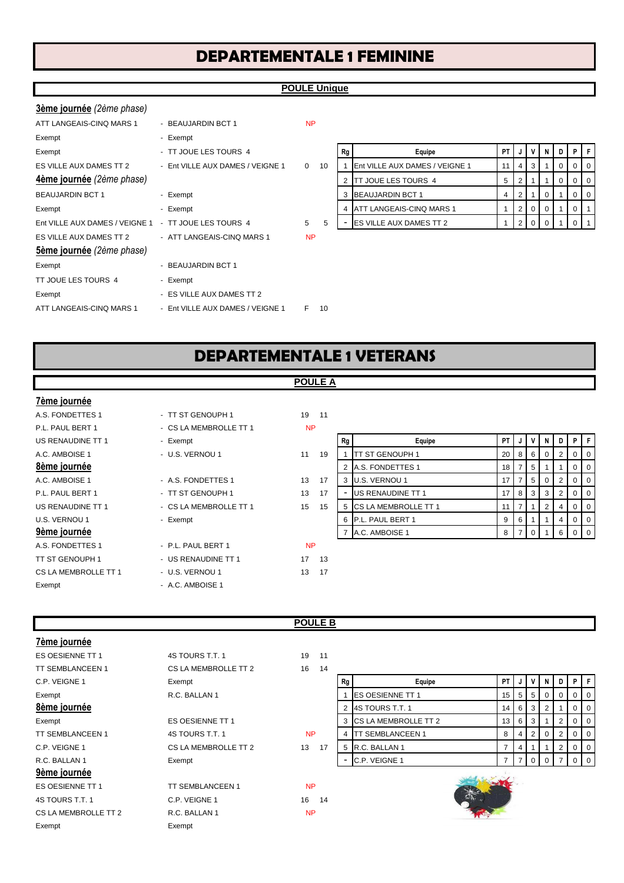# DEPARTEMENTALE 1 FEMININE

## POULE Unique

**3ème journée** *(2ème phase)*

| | | | |
|---|---|---|---|
| ATT LANGEAIS-CINQ MARS 1 | - BEAUJARDIN BCT 1 | NP | |
| Exempt | - Exempt | | |
| Exempt | - TT JOUE LES TOURS 4 | | |
| ES VILLE AUX DAMES TT 2 | - Ent VILLE AUX DAMES / VEIGNE 1 | 0 | 10 |

**4ème journée** *(2ème phase)*

| | | | |
|---|---|---|---|
| BEAUJARDIN BCT 1 | - Exempt | | |
| Exempt | - Exempt | | |
| Ent VILLE AUX DAMES / VEIGNE 1 | - TT JOUE LES TOURS 4 | 5 | 5 |
| ES VILLE AUX DAMES TT 2 | - ATT LANGEAIS-CINQ MARS 1 | NP | |

**5ème journée** *(2ème phase)*

| | | | |
|---|---|---|---|
| Exempt | - BEAUJARDIN BCT 1 | | |
| TT JOUE LES TOURS 4 | - Exempt | | |
| Exempt | - ES VILLE AUX DAMES TT 2 | | |
| ATT LANGEAIS-CINQ MARS 1 | - Ent VILLE AUX DAMES / VEIGNE 1 | F | 10 |

| Rg | Equipe | PT | J | V | N | D | P | F |
|---|---|---|---|---|---|---|---|---|
| 1 | Ent VILLE AUX DAMES / VEIGNE 1 | 11 | 4 | 3 | 1 | 0 | 0 | 0 |
| 2 | TT JOUE LES TOURS 4 | 5 | 2 | 1 | 1 | 0 | 0 | 0 |
| 3 | BEAUJARDIN BCT 1 | 4 | 2 | 1 | 0 | 1 | 0 | 0 |
| 4 | ATT LANGEAIS-CINQ MARS 1 | 1 | 2 | 0 | 0 | 1 | 0 | 1 |
| - | ES VILLE AUX DAMES TT 2 | 1 | 2 | 0 | 0 | 1 | 0 | 1 |

# DEPARTEMENTALE 1 VETERANS

## POULE A

**7ème journée**

| | | | |
|---|---|---|---|
| A.S. FONDETTES 1 | - TT ST GENOUPH 1 | 19 | 11 |
| P.L. PAUL BERT 1 | - CS LA MEMBROLLE TT 1 | NP | |
| US RENAUDINE TT 1 | - Exempt | | |
| A.C. AMBOISE 1 | - U.S. VERNOU 1 | 11 | 19 |

**8ème journée**

| | | | |
|---|---|---|---|
| A.C. AMBOISE 1 | - A.S. FONDETTES 1 | 13 | 17 |
| P.L. PAUL BERT 1 | - TT ST GENOUPH 1 | 13 | 17 |
| US RENAUDINE TT 1 | - CS LA MEMBROLLE TT 1 | 15 | 15 |
| U.S. VERNOU 1 | - Exempt | | |

**9ème journée**

| | | | |
|---|---|---|---|
| A.S. FONDETTES 1 | - P.L. PAUL BERT 1 | NP | |
| TT ST GENOUPH 1 | - US RENAUDINE TT 1 | 17 | 13 |
| CS LA MEMBROLLE TT 1 | - U.S. VERNOU 1 | 13 | 17 |
| Exempt | - A.C. AMBOISE 1 | | |

| Rg | Equipe | PT | J | V | N | D | P | F |
|---|---|---|---|---|---|---|---|---|
| 1 | TT ST GENOUPH 1 | 20 | 8 | 6 | 0 | 2 | 0 | 0 |
| 2 | A.S. FONDETTES 1 | 18 | 7 | 5 | 1 | 1 | 0 | 0 |
| 3 | U.S. VERNOU 1 | 17 | 7 | 5 | 0 | 2 | 0 | 0 |
| - | US RENAUDINE TT 1 | 17 | 8 | 3 | 3 | 2 | 0 | 0 |
| 5 | CS LA MEMBROLLE TT 1 | 11 | 7 | 1 | 2 | 4 | 0 | 0 |
| 6 | P.L. PAUL BERT 1 | 9 | 6 | 1 | 1 | 4 | 0 | 0 |
| 7 | A.C. AMBOISE 1 | 8 | 7 | 0 | 1 | 6 | 0 | 0 |

## POULE B

**7ème journée**

| | | | |
|---|---|---|---|
| ES OESIENNE TT 1 | 4S TOURS T.T. 1 | 19 | 11 |
| TT SEMBLANCEEN 1 | CS LA MEMBROLLE TT 2 | 16 | 14 |
| C.P. VEIGNE 1 | Exempt | | |
| Exempt | R.C. BALLAN 1 | | |

**8ème journée**

| | | | |
|---|---|---|---|
| Exempt | ES OESIENNE TT 1 | | |
| TT SEMBLANCEEN 1 | 4S TOURS T.T. 1 | NP | |
| C.P. VEIGNE 1 | CS LA MEMBROLLE TT 2 | 13 | 17 |
| R.C. BALLAN 1 | Exempt | | |

**9ème journée**

| | | | |
|---|---|---|---|
| ES OESIENNE TT 1 | TT SEMBLANCEEN 1 | NP | |
| 4S TOURS T.T. 1 | C.P. VEIGNE 1 | 16 | 14 |
| CS LA MEMBROLLE TT 2 | R.C. BALLAN 1 | NP | |
| Exempt | Exempt | | |

| Rg | Equipe | PT | J | V | N | D | P | F |
|---|---|---|---|---|---|---|---|---|
| 1 | ES OESIENNE TT 1 | 15 | 5 | 5 | 0 | 0 | 0 | 0 |
| 2 | 4S TOURS T.T. 1 | 14 | 6 | 3 | 2 | 1 | 0 | 0 |
| 3 | CS LA MEMBROLLE TT 2 | 13 | 6 | 3 | 1 | 2 | 0 | 0 |
| 4 | TT SEMBLANCEEN 1 | 8 | 4 | 2 | 0 | 2 | 0 | 0 |
| 5 | R.C. BALLAN 1 | 7 | 4 | 1 | 1 | 2 | 0 | 0 |
| - | C.P. VEIGNE 1 | 7 | 7 | 0 | 0 | 7 | 0 | 0 |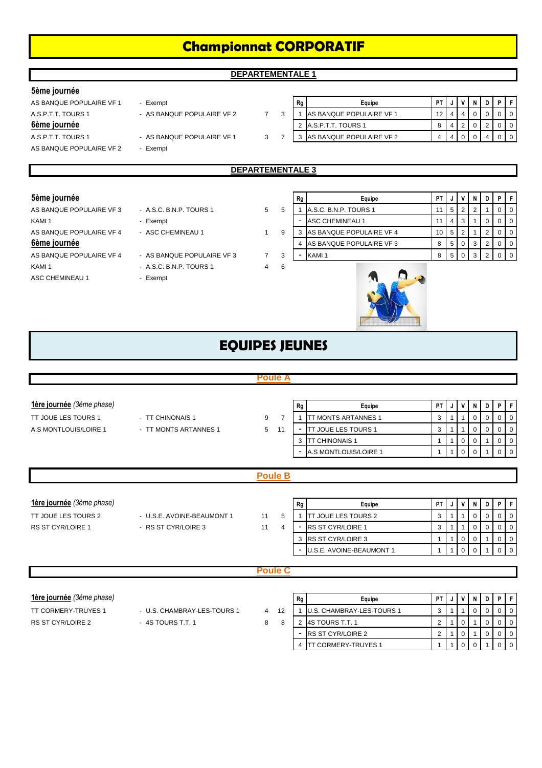# Championnat CORPORATIF

## DEPARTEMENTALE 1

**5ème journée**

| | | | |
|---|---|---|---|
| AS BANQUE POPULAIRE VF 1 | - Exempt | | |
| A.S.P.T.T. TOURS 1 | - AS BANQUE POPULAIRE VF 2 | 7 | 3 |

**6ème journée**

| | | | |
|---|---|---|---|
| A.S.P.T.T. TOURS 1 | - AS BANQUE POPULAIRE VF 1 | 3 | 7 |
| AS BANQUE POPULAIRE VF 2 | - Exempt | | |

| Rg | Equipe | PT | J | V | N | D | P | F |
|---|---|---|---|---|---|---|---|---|
| 1 | AS BANQUE POPULAIRE VF 1 | 12 | 4 | 4 | 0 | 0 | 0 | 0 |
| 2 | A.S.P.T.T. TOURS 1 | 8 | 4 | 2 | 0 | 2 | 0 | 0 |
| 3 | AS BANQUE POPULAIRE VF 2 | 4 | 4 | 0 | 0 | 4 | 0 | 0 |

## DEPARTEMENTALE 3

**5ème journée**

| | | | |
|---|---|---|---|
| AS BANQUE POPULAIRE VF 3 | - A.S.C. B.N.P. TOURS 1 | 5 | 5 |
| KAMI 1 | - Exempt | | |
| AS BANQUE POPULAIRE VF 4 | - ASC CHEMINEAU 1 | 1 | 9 |

**6ème journée**

| | | | |
|---|---|---|---|
| AS BANQUE POPULAIRE VF 4 | - AS BANQUE POPULAIRE VF 3 | 7 | 3 |
| KAMI 1 | - A.S.C. B.N.P. TOURS 1 | 4 | 6 |
| ASC CHEMINEAU 1 | - Exempt | | |

| Rg | Equipe | PT | J | V | N | D | P | F |
|---|---|---|---|---|---|---|---|---|
| 1 | A.S.C. B.N.P. TOURS 1 | 11 | 5 | 2 | 2 | 1 | 0 | 0 |
| - | ASC CHEMINEAU 1 | 11 | 4 | 3 | 1 | 0 | 0 | 0 |
| 3 | AS BANQUE POPULAIRE VF 4 | 10 | 5 | 2 | 1 | 2 | 0 | 0 |
| 4 | AS BANQUE POPULAIRE VF 3 | 8 | 5 | 0 | 3 | 2 | 0 | 0 |
| - | KAMI 1 | 8 | 5 | 0 | 3 | 2 | 0 | 0 |

# EQUIPES JEUNES

## Poule A

**1ère journée** *(3ème phase)*

| | | | |
|---|---|---|---|
| TT JOUE LES TOURS 1 | - TT CHINONAIS 1 | 9 | 7 |
| A.S MONTLOUIS/LOIRE 1 | - TT MONTS ARTANNES 1 | 5 | 11 |

| Rg | Equipe | PT | J | V | N | D | P | F |
|---|---|---|---|---|---|---|---|---|
| 1 | TT MONTS ARTANNES 1 | 3 | 1 | 1 | 0 | 0 | 0 | 0 |
| - | TT JOUE LES TOURS 1 | 3 | 1 | 1 | 0 | 0 | 0 | 0 |
| 3 | TT CHINONAIS 1 | 1 | 1 | 0 | 0 | 1 | 0 | 0 |
| - | A.S MONTLOUIS/LOIRE 1 | 1 | 1 | 0 | 0 | 1 | 0 | 0 |

## Poule B

**1ère journée** *(3ème phase)*

| | | | |
|---|---|---|---|
| TT JOUE LES TOURS 2 | - U.S.E. AVOINE-BEAUMONT 1 | 11 | 5 |
| RS ST CYR/LOIRE 1 | - RS ST CYR/LOIRE 3 | 11 | 4 |

| Rg | Equipe | PT | J | V | N | D | P | F |
|---|---|---|---|---|---|---|---|---|
| 1 | TT JOUE LES TOURS 2 | 3 | 1 | 1 | 0 | 0 | 0 | 0 |
| - | RS ST CYR/LOIRE 1 | 3 | 1 | 1 | 0 | 0 | 0 | 0 |
| 3 | RS ST CYR/LOIRE 3 | 1 | 1 | 0 | 0 | 1 | 0 | 0 |
| - | U.S.E. AVOINE-BEAUMONT 1 | 1 | 1 | 0 | 0 | 1 | 0 | 0 |

## Poule C

**1ère journée** *(3ème phase)*

| | | | |
|---|---|---|---|
| TT CORMERY-TRUYES 1 | - U.S. CHAMBRAY-LES-TOURS 1 | 4 | 12 |
| RS ST CYR/LOIRE 2 | - 4S TOURS T.T. 1 | 8 | 8 |

| Rg | Equipe | PT | J | V | N | D | P | F |
|---|---|---|---|---|---|---|---|---|
| 1 | U.S. CHAMBRAY-LES-TOURS 1 | 3 | 1 | 1 | 0 | 0 | 0 | 0 |
| 2 | 4S TOURS T.T. 1 | 2 | 1 | 0 | 1 | 0 | 0 | 0 |
| - | RS ST CYR/LOIRE 2 | 2 | 1 | 0 | 1 | 0 | 0 | 0 |
| 4 | TT CORMERY-TRUYES 1 | 1 | 1 | 0 | 0 | 1 | 0 | 0 |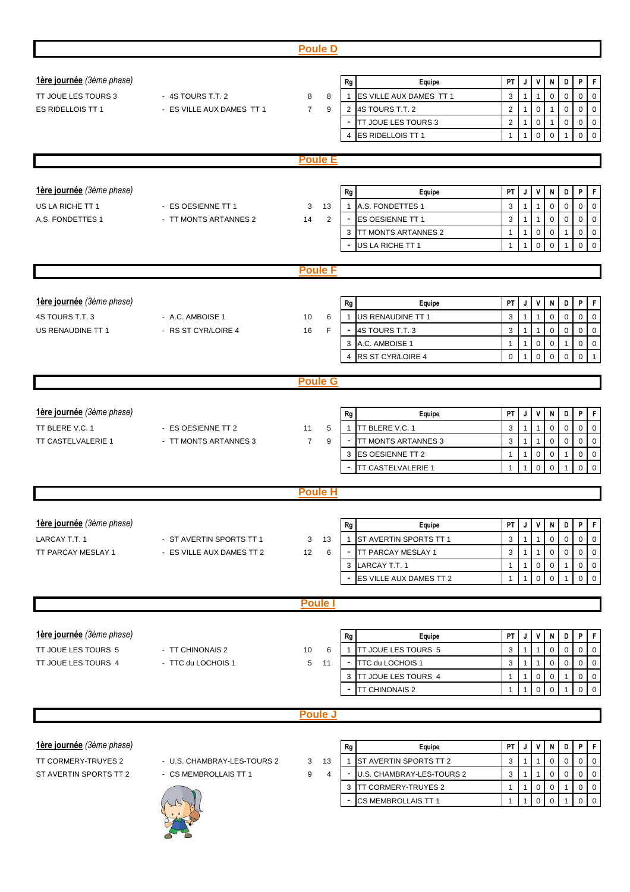## Poule D

**1ère journée** *(3ème phase)*

| | | | |
|---|---|---|---|
| TT JOUE LES TOURS 3 | - 4S TOURS T.T. 2 | 8 | 8 |
| ES RIDELLOIS TT 1 | - ES VILLE AUX DAMES TT 1 | 7 | 9 |

| Rg | Equipe | PT | J | V | N | D | P | F |
|---|---|---|---|---|---|---|---|---|
| 1 | ES VILLE AUX DAMES TT 1 | 3 | 1 | 1 | 0 | 0 | 0 | 0 |
| 2 | 4S TOURS T.T. 2 | 2 | 1 | 0 | 1 | 0 | 0 | 0 |
| - | TT JOUE LES TOURS 3 | 2 | 1 | 0 | 1 | 0 | 0 | 0 |
| 4 | ES RIDELLOIS TT 1 | 1 | 1 | 0 | 0 | 1 | 0 | 0 |

## Poule E

**1ère journée** *(3ème phase)*

| | | | |
|---|---|---|---|
| US LA RICHE TT 1 | - ES OESIENNE TT 1 | 3 | 13 |
| A.S. FONDETTES 1 | - TT MONTS ARTANNES 2 | 14 | 2 |

| Rg | Equipe | PT | J | V | N | D | P | F |
|---|---|---|---|---|---|---|---|---|
| 1 | A.S. FONDETTES 1 | 3 | 1 | 1 | 0 | 0 | 0 | 0 |
| - | ES OESIENNE TT 1 | 3 | 1 | 1 | 0 | 0 | 0 | 0 |
| 3 | TT MONTS ARTANNES 2 | 1 | 1 | 0 | 0 | 1 | 0 | 0 |
| - | US LA RICHE TT 1 | 1 | 1 | 0 | 0 | 1 | 0 | 0 |

## Poule F

**1ère journée** *(3ème phase)*

| | | | |
|---|---|---|---|
| 4S TOURS T.T. 3 | - A.C. AMBOISE 1 | 10 | 6 |
| US RENAUDINE TT 1 | - RS ST CYR/LOIRE 4 | 16 | F |

| Rg | Equipe | PT | J | V | N | D | P | F |
|---|---|---|---|---|---|---|---|---|
| 1 | US RENAUDINE TT 1 | 3 | 1 | 1 | 0 | 0 | 0 | 0 |
| - | 4S TOURS T.T. 3 | 3 | 1 | 1 | 0 | 0 | 0 | 0 |
| 3 | A.C. AMBOISE 1 | 1 | 1 | 0 | 0 | 1 | 0 | 0 |
| 4 | RS ST CYR/LOIRE 4 | 0 | 1 | 0 | 0 | 0 | 0 | 1 |

## Poule G

**1ère journée** *(3ème phase)*

| | | | |
|---|---|---|---|
| TT BLERE V.C. 1 | - ES OESIENNE TT 2 | 11 | 5 |
| TT CASTELVALERIE 1 | - TT MONTS ARTANNES 3 | 7 | 9 |

| Rg | Equipe | PT | J | V | N | D | P | F |
|---|---|---|---|---|---|---|---|---|
| 1 | TT BLERE V.C. 1 | 3 | 1 | 1 | 0 | 0 | 0 | 0 |
| - | TT MONTS ARTANNES 3 | 3 | 1 | 1 | 0 | 0 | 0 | 0 |
| 3 | ES OESIENNE TT 2 | 1 | 1 | 0 | 0 | 1 | 0 | 0 |
| - | TT CASTELVALERIE 1 | 1 | 1 | 0 | 0 | 1 | 0 | 0 |

## Poule H

**1ère journée** *(3ème phase)*

| | | | |
|---|---|---|---|
| LARCAY T.T. 1 | - ST AVERTIN SPORTS TT 1 | 3 | 13 |
| TT PARCAY MESLAY 1 | - ES VILLE AUX DAMES TT 2 | 12 | 6 |

| Rg | Equipe | PT | J | V | N | D | P | F |
|---|---|---|---|---|---|---|---|---|
| 1 | ST AVERTIN SPORTS TT 1 | 3 | 1 | 1 | 0 | 0 | 0 | 0 |
| - | TT PARCAY MESLAY 1 | 3 | 1 | 1 | 0 | 0 | 0 | 0 |
| 3 | LARCAY T.T. 1 | 1 | 1 | 0 | 0 | 1 | 0 | 0 |
| - | ES VILLE AUX DAMES TT 2 | 1 | 1 | 0 | 0 | 1 | 0 | 0 |

## Poule I

**1ère journée** *(3ème phase)*

| | | | |
|---|---|---|---|
| TT JOUE LES TOURS 5 | - TT CHINONAIS 2 | 10 | 6 |
| TT JOUE LES TOURS 4 | - TTC du LOCHOIS 1 | 5 | 11 |

| Rg | Equipe | PT | J | V | N | D | P | F |
|---|---|---|---|---|---|---|---|---|
| 1 | TT JOUE LES TOURS 5 | 3 | 1 | 1 | 0 | 0 | 0 | 0 |
| - | TTC du LOCHOIS 1 | 3 | 1 | 1 | 0 | 0 | 0 | 0 |
| 3 | TT JOUE LES TOURS 4 | 1 | 1 | 0 | 0 | 1 | 0 | 0 |
| - | TT CHINONAIS 2 | 1 | 1 | 0 | 0 | 1 | 0 | 0 |

## Poule J

**1ère journée** *(3ème phase)*

| | | | |
|---|---|---|---|
| TT CORMERY-TRUYES 2 | - U.S. CHAMBRAY-LES-TOURS 2 | 3 | 13 |
| ST AVERTIN SPORTS TT 2 | - CS MEMBROLLAIS TT 1 | 9 | 4 |

| Rg | Equipe | PT | J | V | N | D | P | F |
|---|---|---|---|---|---|---|---|---|
| 1 | ST AVERTIN SPORTS TT 2 | 3 | 1 | 1 | 0 | 0 | 0 | 0 |
| - | U.S. CHAMBRAY-LES-TOURS 2 | 3 | 1 | 1 | 0 | 0 | 0 | 0 |
| 3 | TT CORMERY-TRUYES 2 | 1 | 1 | 0 | 0 | 1 | 0 | 0 |
| - | CS MEMBROLLAIS TT 1 | 1 | 1 | 0 | 0 | 1 | 0 | 0 |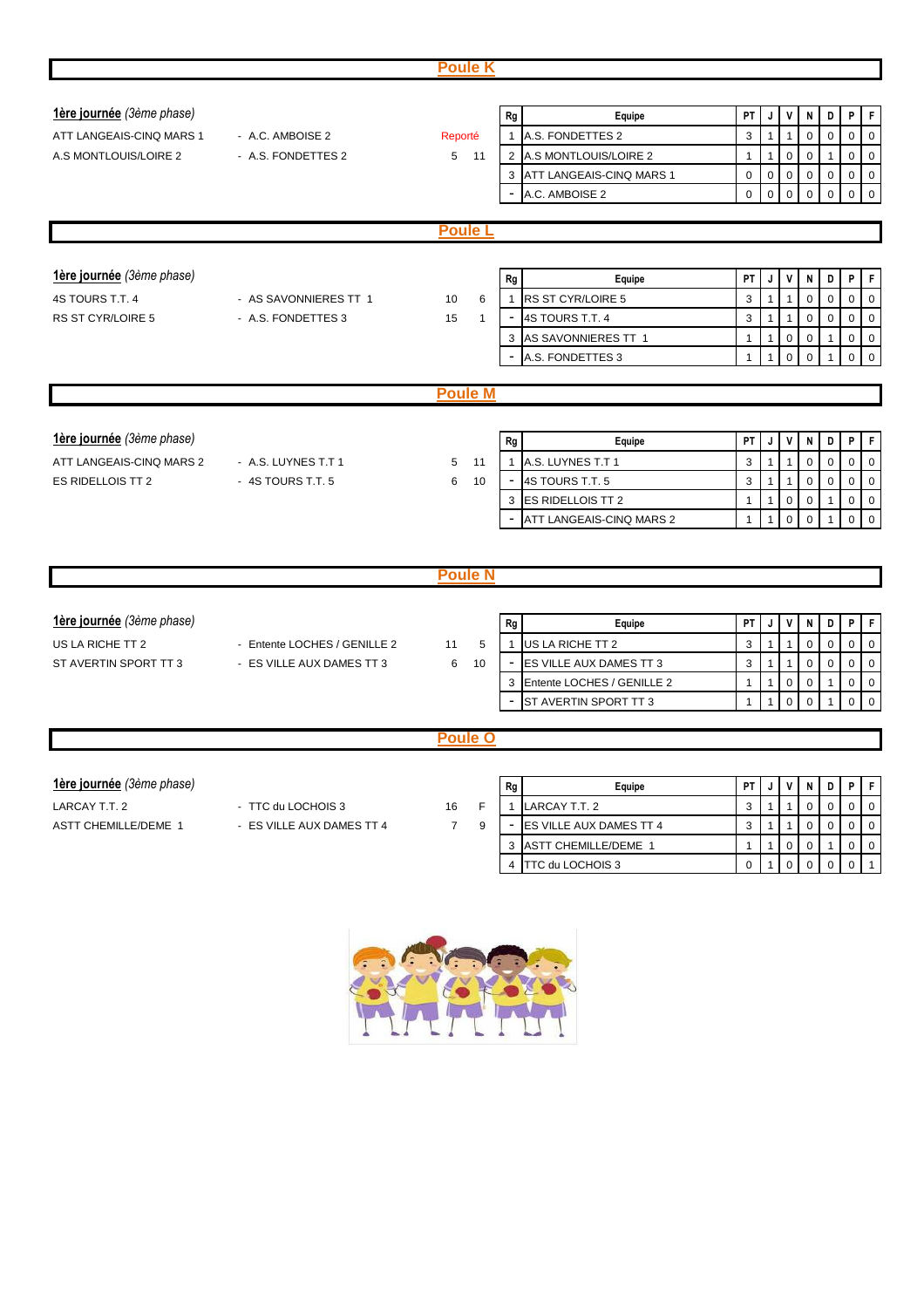## Poule K

**1ère journée** *(3ème phase)*

| | | | |
|---|---|---|---|
| ATT LANGEAIS-CINQ MARS 1 | - A.C. AMBOISE 2 | Reporté | |
| A.S MONTLOUIS/LOIRE 2 | - A.S. FONDETTES 2 | 5 | 11 |

| Rg | Equipe | PT | J | V | N | D | P | F |
|---|---|---|---|---|---|---|---|---|
| 1 | A.S. FONDETTES 2 | 3 | 1 | 1 | 0 | 0 | 0 | 0 |
| 2 | A.S MONTLOUIS/LOIRE 2 | 1 | 1 | 0 | 0 | 1 | 0 | 0 |
| 3 | ATT LANGEAIS-CINQ MARS 1 | 0 | 0 | 0 | 0 | 0 | 0 | 0 |
| - | A.C. AMBOISE 2 | 0 | 0 | 0 | 0 | 0 | 0 | 0 |

## Poule L

**1ère journée** *(3ème phase)*

| | | | |
|---|---|---|---|
| 4S TOURS T.T. 4 | - AS SAVONNIERES TT 1 | 10 | 6 |
| RS ST CYR/LOIRE 5 | - A.S. FONDETTES 3 | 15 | 1 |

| Rg | Equipe | PT | J | V | N | D | P | F |
|---|---|---|---|---|---|---|---|---|
| 1 | RS ST CYR/LOIRE 5 | 3 | 1 | 1 | 0 | 0 | 0 | 0 |
| - | 4S TOURS T.T. 4 | 3 | 1 | 1 | 0 | 0 | 0 | 0 |
| 3 | AS SAVONNIERES TT 1 | 1 | 1 | 0 | 0 | 1 | 0 | 0 |
| - | A.S. FONDETTES 3 | 1 | 1 | 0 | 0 | 1 | 0 | 0 |

## Poule M

**1ère journée** *(3ème phase)*

| | | | |
|---|---|---|---|
| ATT LANGEAIS-CINQ MARS 2 | - A.S. LUYNES T.T 1 | 5 | 11 |
| ES RIDELLOIS TT 2 | - 4S TOURS T.T. 5 | 6 | 10 |

| Rg | Equipe | PT | J | V | N | D | P | F |
|---|---|---|---|---|---|---|---|---|
| 1 | A.S. LUYNES T.T 1 | 3 | 1 | 1 | 0 | 0 | 0 | 0 |
| - | 4S TOURS T.T. 5 | 3 | 1 | 1 | 0 | 0 | 0 | 0 |
| 3 | ES RIDELLOIS TT 2 | 1 | 1 | 0 | 0 | 1 | 0 | 0 |
| - | ATT LANGEAIS-CINQ MARS 2 | 1 | 1 | 0 | 0 | 1 | 0 | 0 |

## Poule N

**1ère journée** *(3ème phase)*

| | | | |
|---|---|---|---|
| US LA RICHE TT 2 | - Entente LOCHES / GENILLE 2 | 11 | 5 |
| ST AVERTIN SPORT TT 3 | - ES VILLE AUX DAMES TT 3 | 6 | 10 |

| Rg | Equipe | PT | J | V | N | D | P | F |
|---|---|---|---|---|---|---|---|---|
| 1 | US LA RICHE TT 2 | 3 | 1 | 1 | 0 | 0 | 0 | 0 |
| - | ES VILLE AUX DAMES TT 3 | 3 | 1 | 1 | 0 | 0 | 0 | 0 |
| 3 | Entente LOCHES / GENILLE 2 | 1 | 1 | 0 | 0 | 1 | 0 | 0 |
| - | ST AVERTIN SPORT TT 3 | 1 | 1 | 0 | 0 | 1 | 0 | 0 |

## Poule O

**1ère journée** *(3ème phase)*

| | | | |
|---|---|---|---|
| LARCAY T.T. 2 | - TTC du LOCHOIS 3 | 16 | F |
| ASTT CHEMILLE/DEME 1 | - ES VILLE AUX DAMES TT 4 | 7 | 9 |

| Rg | Equipe | PT | J | V | N | D | P | F |
|---|---|---|---|---|---|---|---|---|
| 1 | LARCAY T.T. 2 | 3 | 1 | 1 | 0 | 0 | 0 | 0 |
| - | ES VILLE AUX DAMES TT 4 | 3 | 1 | 1 | 0 | 0 | 0 | 0 |
| 3 | ASTT CHEMILLE/DEME 1 | 1 | 1 | 0 | 0 | 1 | 0 | 0 |
| 4 | TTC du LOCHOIS 3 | 0 | 1 | 0 | 0 | 0 | 0 | 1 |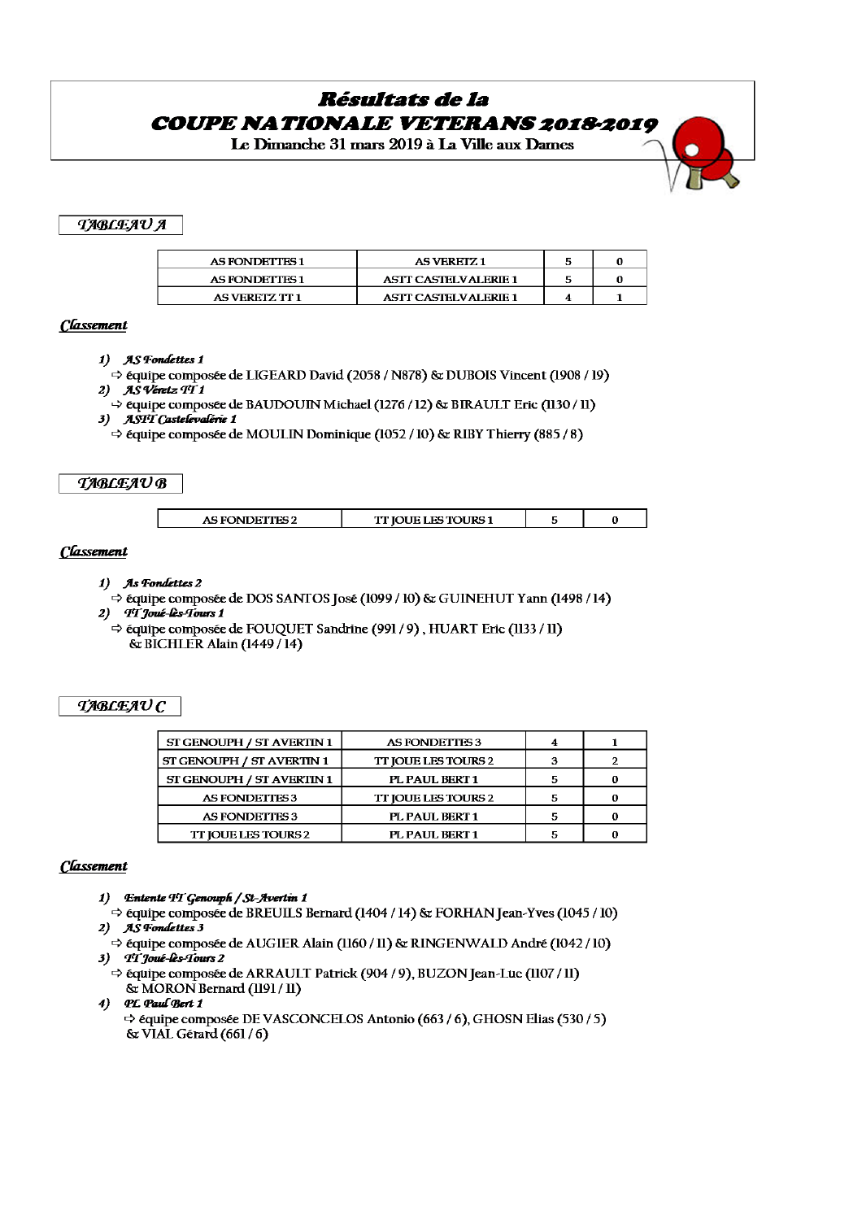# Résultats de la
# COUPE NATIONALE VETERANS 2018-2019

**Le Dimanche 31 mars 2019 à La Ville aux Dames**

## TABLEAU A

| | | | |
|---|---|---|---|
| AS FONDETTES 1 | AS VERETZ 1 | 5 | 0 |
| AS FONDETTES 1 | ASTT CASTELVALERIE 1 | 5 | 0 |
| AS VERETZ TT 1 | ASTT CASTELVALERIE 1 | 4 | 1 |

### Classement

1) ***AS Fondettes 1***
   ⇨ équipe composée de LIGEARD David (2058 / N878) & DUBOIS Vincent (1908 / 19)
2) ***AS Véretz TT 1***
   ⇨ équipe composée de BAUDOUIN Michael (1276 / 12) & BIRAULT Eric (1130 / 11)
3) ***ASTT Castelvalérie 1***
   ⇨ équipe composée de MOULIN Dominique (1052 / 10) & RIBY Thierry (885 / 8)

## TABLEAU B

| | | | |
|---|---|---|---|
| AS FONDETTES 2 | TT JOUE LES TOURS 1 | 5 | 0 |

### Classement

1) ***As Fondettes 2***
   ⇨ équipe composée de DOS SANTOS José (1099 / 10) & GUINEHUT Yann (1498 / 14)
2) ***TT Joué-lès-Tours 1***
   ⇨ équipe composée de FOUQUET Sandrine (991 / 9) , HUART Eric (1133 / 11) & BICHLER Alain (1449 / 14)

## TABLEAU C

| | | | |
|---|---|---|---|
| ST GENOUPH / ST AVERTIN 1 | AS FONDETTES 3 | 4 | 1 |
| ST GENOUPH / ST AVERTIN 1 | TT JOUE LES TOURS 2 | 3 | 2 |
| ST GENOUPH / ST AVERTIN 1 | PL PAUL BERT 1 | 5 | 0 |
| AS FONDETTES 3 | TT JOUE LES TOURS 2 | 5 | 0 |
| AS FONDETTES 3 | PL PAUL BERT 1 | 5 | 0 |
| TT JOUE LES TOURS 2 | PL PAUL BERT 1 | 5 | 0 |

### Classement

1) ***Entente TT Genouph / St-Avertin 1***
   ⇨ équipe composée de BREUILS Bernard (1404 / 14) & FORHAN Jean-Yves (1045 / 10)
2) ***AS Fondettes 3***
   ⇨ équipe composée de AUGIER Alain (1160 / 11) & RINGENWALD André (1042 / 10)
3) ***TT Joué-lès-Tours 2***
   ⇨ équipe composée de ARRAULT Patrick (904 / 9), BUZON Jean-Luc (1107 / 11) & MORON Bernard (1191 / 11)
4) ***PL Paul Bert 1***
   ⇨ équipe composée DE VASCONCELOS Antonio (663 / 6), GHOSN Elias (530 / 5) & VIAL Gérard (661 / 6)